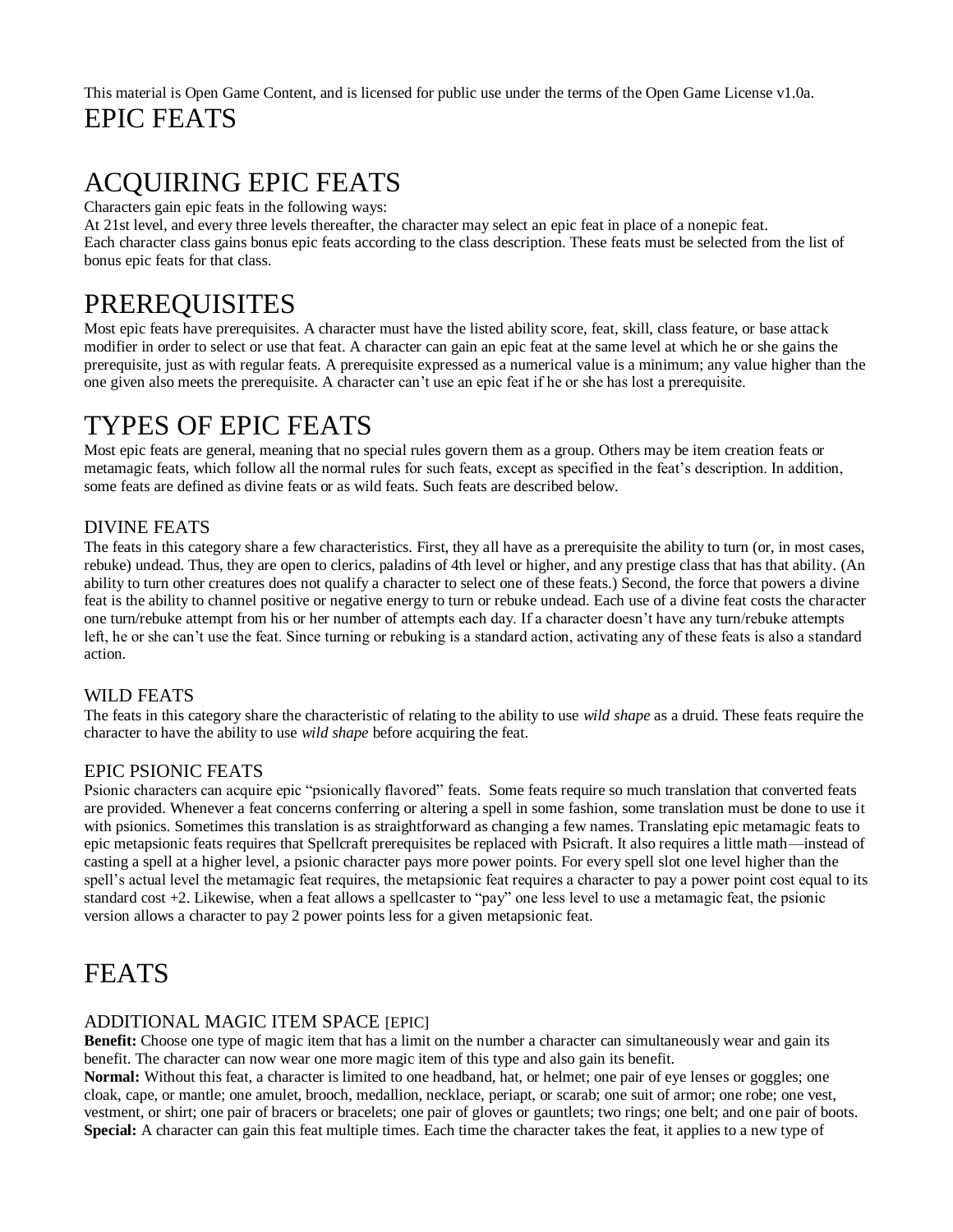This material is Open Game Content, and is licensed for public use under the terms of the Open Game License v1.0a.

# EPIC FEATS

# ACQUIRING EPIC FEATS

Characters gain epic feats in the following ways:

At 21st level, and every three levels thereafter, the character may select an epic feat in place of a nonepic feat.

Each character class gains bonus epic feats according to the class description. These feats must be selected from the list of bonus epic feats for that class.

# PREREQUISITES

Most epic feats have prerequisites. A character must have the listed ability score, feat, skill, class feature, or base attack modifier in order to select or use that feat. A character can gain an epic feat at the same level at which he or she gains the prerequisite, just as with regular feats. A prerequisite expressed as a numerical value is a minimum; any value higher than the one given also meets the prerequisite. A character can't use an epic feat if he or she has lost a prerequisite.

# TYPES OF EPIC FEATS

Most epic feats are general, meaning that no special rules govern them as a group. Others may be item creation feats or metamagic feats, which follow all the normal rules for such feats, except as specified in the feat's description. In addition, some feats are defined as divine feats or as wild feats. Such feats are described below.

## DIVINE FEATS

The feats in this category share a few characteristics. First, they all have as a prerequisite the ability to turn (or, in most cases, rebuke) undead. Thus, they are open to clerics, paladins of 4th level or higher, and any prestige class that has that ability. (An ability to turn other creatures does not qualify a character to select one of these feats.) Second, the force that powers a divine feat is the ability to channel positive or negative energy to turn or rebuke undead. Each use of a divine feat costs the character one turn/rebuke attempt from his or her number of attempts each day. If a character doesn't have any turn/rebuke attempts left, he or she can't use the feat. Since turning or rebuking is a standard action, activating any of these feats is also a standard action.

## WILD FEATS

The feats in this category share the characteristic of relating to the ability to use *wild shape* as a druid. These feats require the character to have the ability to use *wild shape* before acquiring the feat.

## EPIC PSIONIC FEATS

Psionic characters can acquire epic "psionically flavored" feats. Some feats require so much translation that converted feats are provided. Whenever a feat concerns conferring or altering a spell in some fashion, some translation must be done to use it with psionics. Sometimes this translation is as straightforward as changing a few names. Translating epic metamagic feats to epic metapsionic feats requires that Spellcraft prerequisites be replaced with Psicraft. It also requires a little math—instead of casting a spell at a higher level, a psionic character pays more power points. For every spell slot one level higher than the spell's actual level the metamagic feat requires, the metapsionic feat requires a character to pay a power point cost equal to its standard cost +2. Likewise, when a feat allows a spellcaster to "pay" one less level to use a metamagic feat, the psionic version allows a character to pay 2 power points less for a given metapsionic feat.

# FEATS

## ADDITIONAL MAGIC ITEM SPACE [EPIC]

**Benefit:** Choose one type of magic item that has a limit on the number a character can simultaneously wear and gain its benefit. The character can now wear one more magic item of this type and also gain its benefit.

**Normal:** Without this feat, a character is limited to one headband, hat, or helmet; one pair of eye lenses or goggles; one cloak, cape, or mantle; one amulet, brooch, medallion, necklace, periapt, or scarab; one suit of armor; one robe; one vest, vestment, or shirt; one pair of bracers or bracelets; one pair of gloves or gauntlets; two rings; one belt; and one pair of boots.

**Special:** A character can gain this feat multiple times. Each time the character takes the feat, it applies to a new type of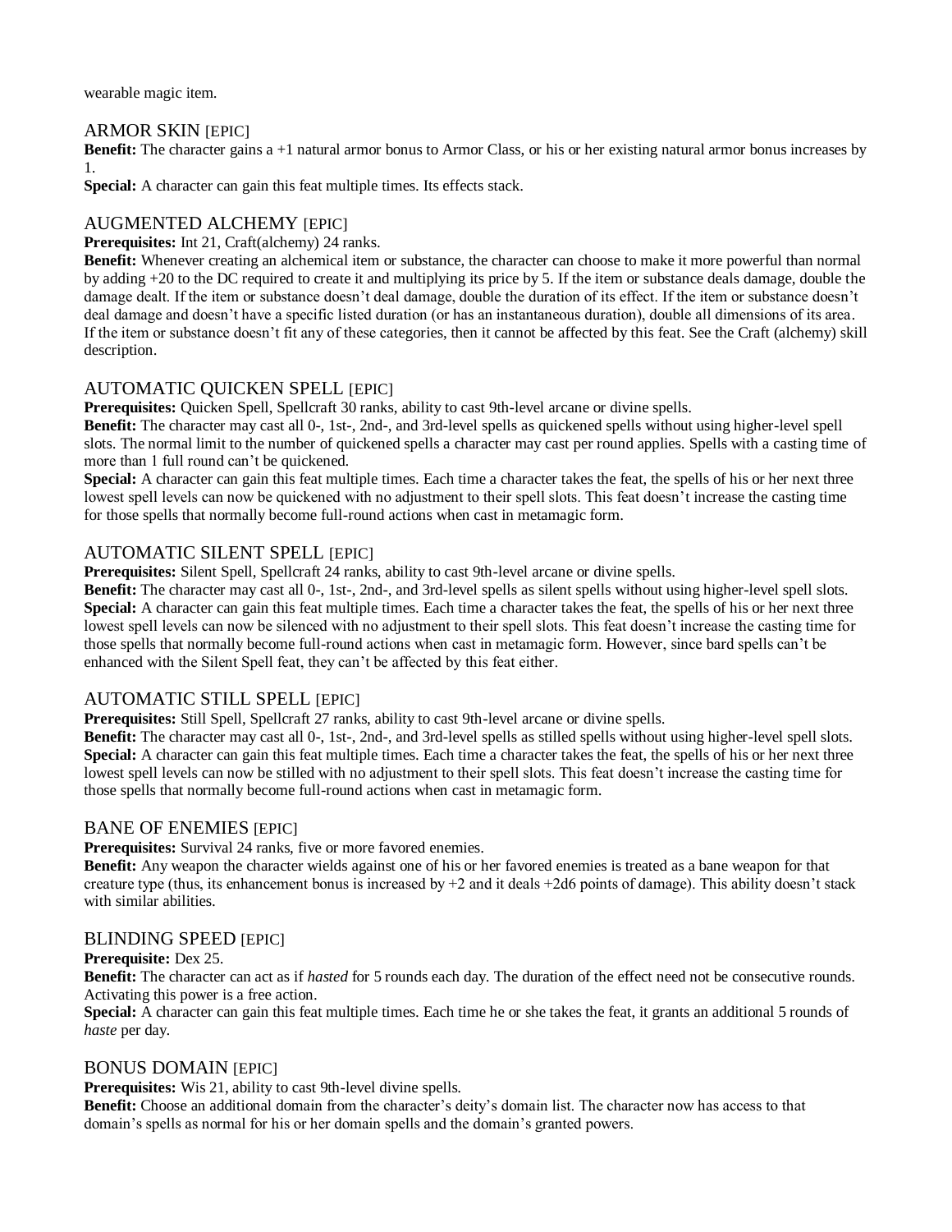wearable magic item.

## ARMOR SKIN [EPIC]

**Benefit:** The character gains a +1 natural armor bonus to Armor Class, or his or her existing natural armor bonus increases by 1.

**Special:** A character can gain this feat multiple times. Its effects stack.

## AUGMENTED ALCHEMY [EPIC]

**Prerequisites:** Int 21, Craft(alchemy) 24 ranks.

**Benefit:** Whenever creating an alchemical item or substance, the character can choose to make it more powerful than normal by adding +20 to the DC required to create it and multiplying its price by 5. If the item or substance deals damage, double the damage dealt. If the item or substance doesn't deal damage, double the duration of its effect. If the item or substance doesn't deal damage and doesn't have a specific listed duration (or has an instantaneous duration), double all dimensions of its area. If the item or substance doesn't fit any of these categories, then it cannot be affected by this feat. See the Craft (alchemy) skill description.

## AUTOMATIC QUICKEN SPELL [EPIC]

**Prerequisites:** Quicken Spell, Spellcraft 30 ranks, ability to cast 9th-level arcane or divine spells.

**Benefit:** The character may cast all 0-, 1st-, 2nd-, and 3rd-level spells as quickened spells without using higher-level spell slots. The normal limit to the number of quickened spells a character may cast per round applies. Spells with a casting time of more than 1 full round can't be quickened.

**Special:** A character can gain this feat multiple times. Each time a character takes the feat, the spells of his or her next three lowest spell levels can now be quickened with no adjustment to their spell slots. This feat doesn't increase the casting time for those spells that normally become full-round actions when cast in metamagic form.

## AUTOMATIC SILENT SPELL [EPIC]

**Prerequisites:** Silent Spell, Spellcraft 24 ranks, ability to cast 9th-level arcane or divine spells.

**Benefit:** The character may cast all 0-, 1st-, 2nd-, and 3rd-level spells as silent spells without using higher-level spell slots.

**Special:** A character can gain this feat multiple times. Each time a character takes the feat, the spells of his or her next three lowest spell levels can now be silenced with no adjustment to their spell slots. This feat doesn't increase the casting time for those spells that normally become full-round actions when cast in metamagic form. However, since bard spells can't be enhanced with the Silent Spell feat, they can't be affected by this feat either.

## AUTOMATIC STILL SPELL [EPIC]

**Prerequisites:** Still Spell, Spellcraft 27 ranks, ability to cast 9th-level arcane or divine spells.

**Benefit:** The character may cast all 0-, 1st-, 2nd-, and 3rd-level spells as stilled spells without using higher-level spell slots.

**Special:** A character can gain this feat multiple times. Each time a character takes the feat, the spells of his or her next three lowest spell levels can now be stilled with no adjustment to their spell slots. This feat doesn't increase the casting time for those spells that normally become full-round actions when cast in metamagic form.

## BANE OF ENEMIES [EPIC]

**Prerequisites:** Survival 24 ranks, five or more favored enemies.

**Benefit:** Any weapon the character wields against one of his or her favored enemies is treated as a bane weapon for that creature type (thus, its enhancement bonus is increased by +2 and it deals +2d6 points of damage). This ability doesn't stack with similar abilities.

## BLINDING SPEED [EPIC]

**Prerequisite:** Dex 25.

**Benefit:** The character can act as if *hasted* for 5 rounds each day. The duration of the effect need not be consecutive rounds. Activating this power is a free action.

**Special:** A character can gain this feat multiple times. Each time he or she takes the feat, it grants an additional 5 rounds of *haste* per day.

## BONUS DOMAIN [EPIC]

**Prerequisites:** Wis 21, ability to cast 9th-level divine spells.

**Benefit:** Choose an additional domain from the character's deity's domain list. The character now has access to that domain's spells as normal for his or her domain spells and the domain's granted powers.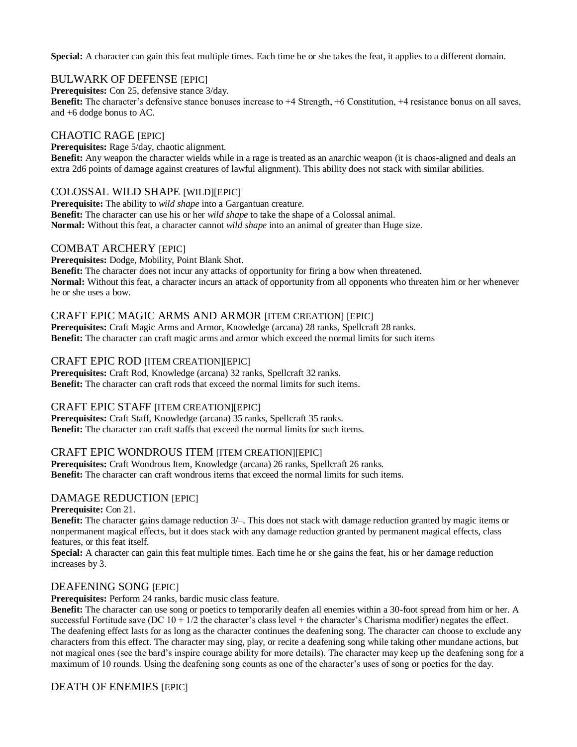**Special:** A character can gain this feat multiple times. Each time he or she takes the feat, it applies to a different domain.

### BULWARK OF DEFENSE [EPIC]

**Prerequisites:** Con 25, defensive stance 3/day.
**Benefit:** The character's defensive stance bonuses increase to +4 Strength, +6 Constitution, +4 resistance bonus on all saves, and +6 dodge bonus to AC.

### CHAOTIC RAGE [EPIC]

**Prerequisites:** Rage 5/day, chaotic alignment.
**Benefit:** Any weapon the character wields while in a rage is treated as an anarchic weapon (it is chaos-aligned and deals an extra 2d6 points of damage against creatures of lawful alignment). This ability does not stack with similar abilities.

### COLOSSAL WILD SHAPE [WILD][EPIC]

**Prerequisite:** The ability to *wild shape* into a Gargantuan creature.
**Benefit:** The character can use his or her *wild shape* to take the shape of a Colossal animal.
**Normal:** Without this feat, a character cannot *wild shape* into an animal of greater than Huge size.

### COMBAT ARCHERY [EPIC]

**Prerequisites:** Dodge, Mobility, Point Blank Shot.
**Benefit:** The character does not incur any attacks of opportunity for firing a bow when threatened.
**Normal:** Without this feat, a character incurs an attack of opportunity from all opponents who threaten him or her whenever he or she uses a bow.

### CRAFT EPIC MAGIC ARMS AND ARMOR [ITEM CREATION] [EPIC]

**Prerequisites:** Craft Magic Arms and Armor, Knowledge (arcana) 28 ranks, Spellcraft 28 ranks.
**Benefit:** The character can craft magic arms and armor which exceed the normal limits for such items

### CRAFT EPIC ROD [ITEM CREATION][EPIC]

**Prerequisites:** Craft Rod, Knowledge (arcana) 32 ranks, Spellcraft 32 ranks.
**Benefit:** The character can craft rods that exceed the normal limits for such items.

### CRAFT EPIC STAFF [ITEM CREATION][EPIC]

**Prerequisites:** Craft Staff, Knowledge (arcana) 35 ranks, Spellcraft 35 ranks.
**Benefit:** The character can craft staffs that exceed the normal limits for such items.

### CRAFT EPIC WONDROUS ITEM [ITEM CREATION][EPIC]

**Prerequisites:** Craft Wondrous Item, Knowledge (arcana) 26 ranks, Spellcraft 26 ranks.
**Benefit:** The character can craft wondrous items that exceed the normal limits for such items.

### DAMAGE REDUCTION [EPIC]

**Prerequisite:** Con 21.
**Benefit:** The character gains damage reduction 3/–. This does not stack with damage reduction granted by magic items or nonpermanent magical effects, but it does stack with any damage reduction granted by permanent magical effects, class features, or this feat itself.
**Special:** A character can gain this feat multiple times. Each time he or she gains the feat, his or her damage reduction increases by 3.

### DEAFENING SONG [EPIC]

**Prerequisites:** Perform 24 ranks, bardic music class feature.
**Benefit:** The character can use song or poetics to temporarily deafen all enemies within a 30-foot spread from him or her. A successful Fortitude save (DC 10 + 1/2 the character's class level + the character's Charisma modifier) negates the effect. The deafening effect lasts for as long as the character continues the deafening song. The character can choose to exclude any characters from this effect. The character may sing, play, or recite a deafening song while taking other mundane actions, but not magical ones (see the bard's inspire courage ability for more details). The character may keep up the deafening song for a maximum of 10 rounds. Using the deafening song counts as one of the character's uses of song or poetics for the day.

### DEATH OF ENEMIES [EPIC]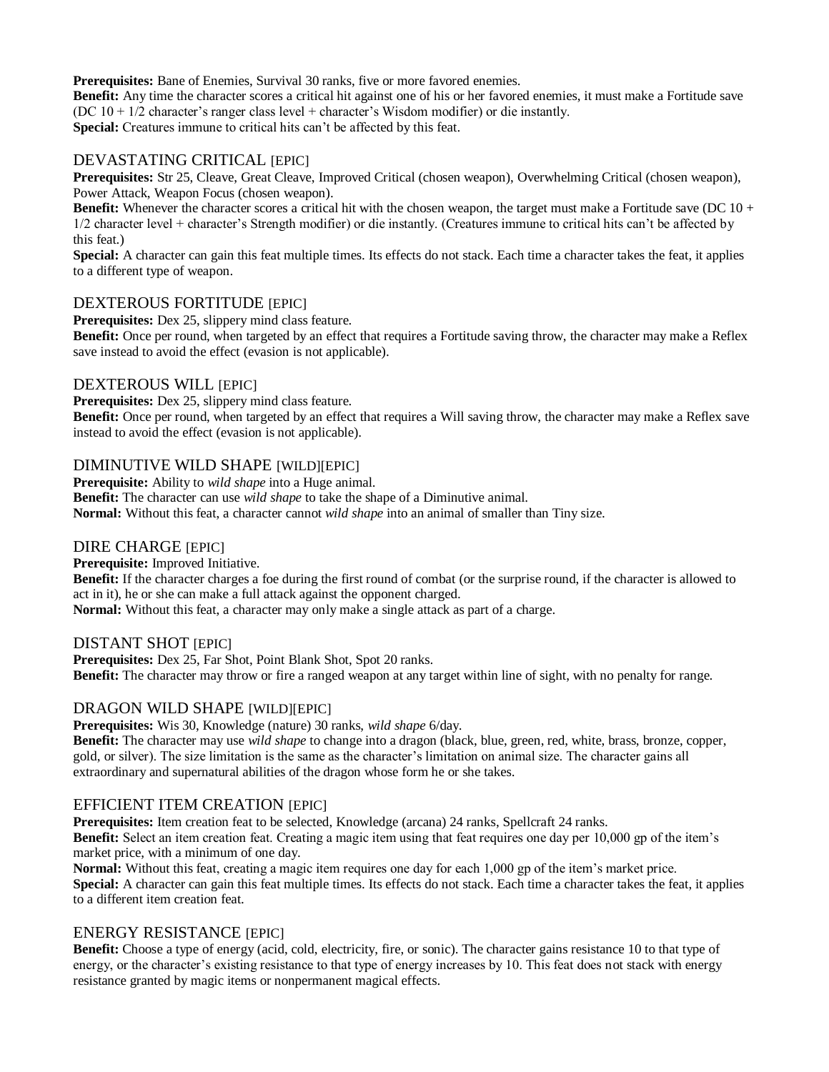**Prerequisites:** Bane of Enemies, Survival 30 ranks, five or more favored enemies.
**Benefit:** Any time the character scores a critical hit against one of his or her favored enemies, it must make a Fortitude save (DC 10 + 1/2 character's ranger class level + character's Wisdom modifier) or die instantly.
**Special:** Creatures immune to critical hits can't be affected by this feat.

## DEVASTATING CRITICAL [EPIC]

**Prerequisites:** Str 25, Cleave, Great Cleave, Improved Critical (chosen weapon), Overwhelming Critical (chosen weapon), Power Attack, Weapon Focus (chosen weapon).
**Benefit:** Whenever the character scores a critical hit with the chosen weapon, the target must make a Fortitude save (DC 10 + 1/2 character level + character's Strength modifier) or die instantly. (Creatures immune to critical hits can't be affected by this feat.)
**Special:** A character can gain this feat multiple times. Its effects do not stack. Each time a character takes the feat, it applies to a different type of weapon.

## DEXTEROUS FORTITUDE [EPIC]

**Prerequisites:** Dex 25, slippery mind class feature.
**Benefit:** Once per round, when targeted by an effect that requires a Fortitude saving throw, the character may make a Reflex save instead to avoid the effect (evasion is not applicable).

## DEXTEROUS WILL [EPIC]

**Prerequisites:** Dex 25, slippery mind class feature.
**Benefit:** Once per round, when targeted by an effect that requires a Will saving throw, the character may make a Reflex save instead to avoid the effect (evasion is not applicable).

## DIMINUTIVE WILD SHAPE [WILD][EPIC]

**Prerequisite:** Ability to *wild shape* into a Huge animal.
**Benefit:** The character can use *wild shape* to take the shape of a Diminutive animal.
**Normal:** Without this feat, a character cannot *wild shape* into an animal of smaller than Tiny size.

## DIRE CHARGE [EPIC]

**Prerequisite:** Improved Initiative.
**Benefit:** If the character charges a foe during the first round of combat (or the surprise round, if the character is allowed to act in it), he or she can make a full attack against the opponent charged.
**Normal:** Without this feat, a character may only make a single attack as part of a charge.

## DISTANT SHOT [EPIC]

**Prerequisites:** Dex 25, Far Shot, Point Blank Shot, Spot 20 ranks.
**Benefit:** The character may throw or fire a ranged weapon at any target within line of sight, with no penalty for range.

## DRAGON WILD SHAPE [WILD][EPIC]

**Prerequisites:** Wis 30, Knowledge (nature) 30 ranks, *wild shape* 6/day.
**Benefit:** The character may use *wild shape* to change into a dragon (black, blue, green, red, white, brass, bronze, copper, gold, or silver). The size limitation is the same as the character's limitation on animal size. The character gains all extraordinary and supernatural abilities of the dragon whose form he or she takes.

## EFFICIENT ITEM CREATION [EPIC]

**Prerequisites:** Item creation feat to be selected, Knowledge (arcana) 24 ranks, Spellcraft 24 ranks.
**Benefit:** Select an item creation feat. Creating a magic item using that feat requires one day per 10,000 gp of the item's market price, with a minimum of one day.
**Normal:** Without this feat, creating a magic item requires one day for each 1,000 gp of the item's market price.
**Special:** A character can gain this feat multiple times. Its effects do not stack. Each time a character takes the feat, it applies to a different item creation feat.

## ENERGY RESISTANCE [EPIC]

**Benefit:** Choose a type of energy (acid, cold, electricity, fire, or sonic). The character gains resistance 10 to that type of energy, or the character's existing resistance to that type of energy increases by 10. This feat does not stack with energy resistance granted by magic items or nonpermanent magical effects.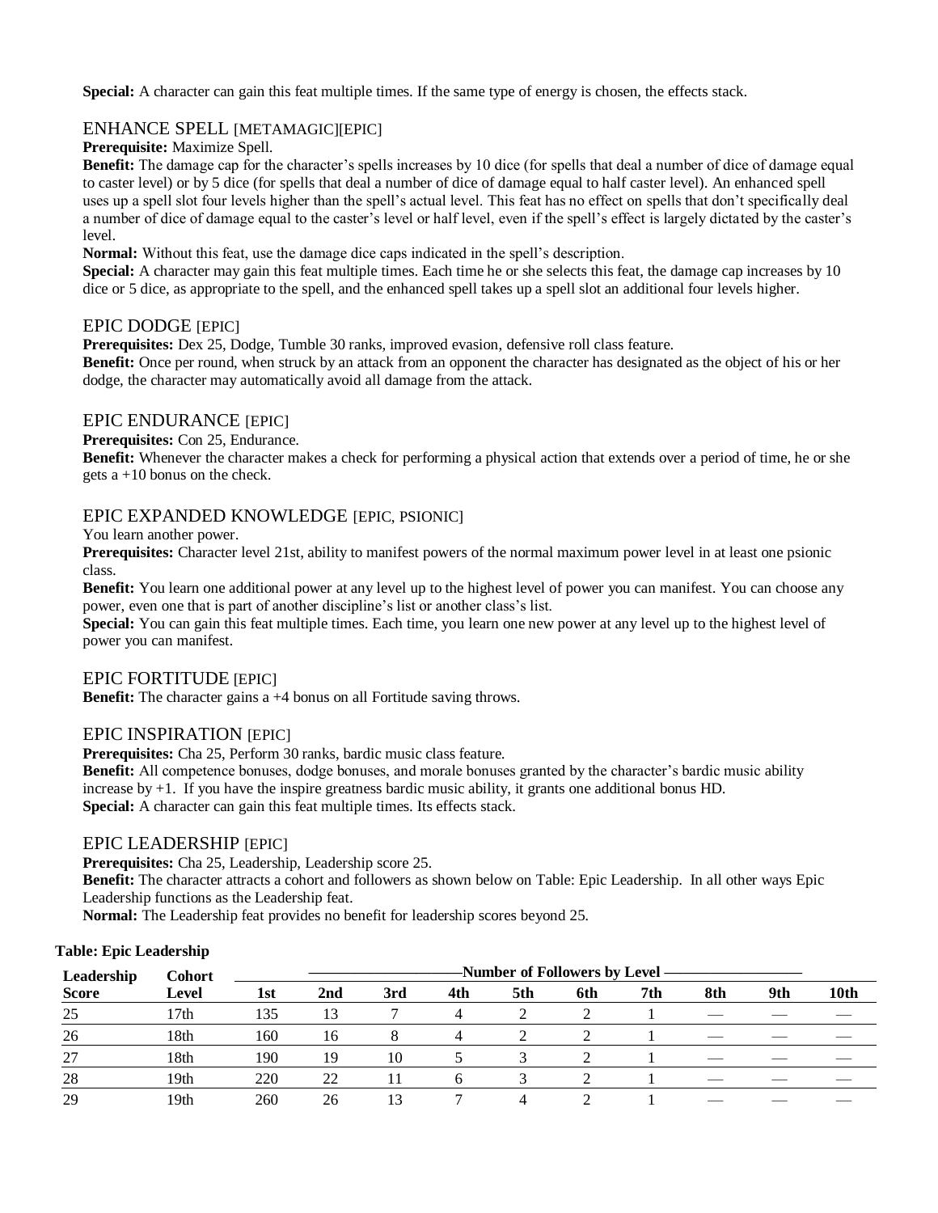**Special:** A character can gain this feat multiple times. If the same type of energy is chosen, the effects stack.

## ENHANCE SPELL [METAMAGIC][EPIC]

**Prerequisite:** Maximize Spell.

**Benefit:** The damage cap for the character's spells increases by 10 dice (for spells that deal a number of dice of damage equal to caster level) or by 5 dice (for spells that deal a number of dice of damage equal to half caster level). An enhanced spell uses up a spell slot four levels higher than the spell's actual level. This feat has no effect on spells that don't specifically deal a number of dice of damage equal to the caster's level or half level, even if the spell's effect is largely dictated by the caster's level.

**Normal:** Without this feat, use the damage dice caps indicated in the spell's description.

**Special:** A character may gain this feat multiple times. Each time he or she selects this feat, the damage cap increases by 10 dice or 5 dice, as appropriate to the spell, and the enhanced spell takes up a spell slot an additional four levels higher.

## EPIC DODGE [EPIC]

**Prerequisites:** Dex 25, Dodge, Tumble 30 ranks, improved evasion, defensive roll class feature.

**Benefit:** Once per round, when struck by an attack from an opponent the character has designated as the object of his or her dodge, the character may automatically avoid all damage from the attack.

## EPIC ENDURANCE [EPIC]

**Prerequisites:** Con 25, Endurance.

**Benefit:** Whenever the character makes a check for performing a physical action that extends over a period of time, he or she gets a +10 bonus on the check.

## EPIC EXPANDED KNOWLEDGE [EPIC, PSIONIC]

You learn another power.

**Prerequisites:** Character level 21st, ability to manifest powers of the normal maximum power level in at least one psionic class.

**Benefit:** You learn one additional power at any level up to the highest level of power you can manifest. You can choose any power, even one that is part of another discipline's list or another class's list.

**Special:** You can gain this feat multiple times. Each time, you learn one new power at any level up to the highest level of power you can manifest.

## EPIC FORTITUDE [EPIC]

**Benefit:** The character gains a +4 bonus on all Fortitude saving throws.

## EPIC INSPIRATION [EPIC]

**Prerequisites:** Cha 25, Perform 30 ranks, bardic music class feature.

**Benefit:** All competence bonuses, dodge bonuses, and morale bonuses granted by the character's bardic music ability increase by +1. If you have the inspire greatness bardic music ability, it grants one additional bonus HD.

**Special:** A character can gain this feat multiple times. Its effects stack.

## EPIC LEADERSHIP [EPIC]

**Prerequisites:** Cha 25, Leadership, Leadership score 25.

**Benefit:** The character attracts a cohort and followers as shown below on Table: Epic Leadership. In all other ways Epic Leadership functions as the Leadership feat.

**Normal:** The Leadership feat provides no benefit for leadership scores beyond 25.

**Table: Epic Leadership**

| Leadership Score | Cohort Level | Number of Followers by Level | | | | | | | | | |
|---|---|---|---|---|---|---|---|---|---|---|---|
| | | 1st | 2nd | 3rd | 4th | 5th | 6th | 7th | 8th | 9th | 10th |
| 25 | 17th | 135 | 13 | 7 | 4 | 2 | 2 | 1 | — | — | — |
| 26 | 18th | 160 | 16 | 8 | 4 | 2 | 2 | 1 | — | — | — |
| 27 | 18th | 190 | 19 | 10 | 5 | 3 | 2 | 1 | — | — | — |
| 28 | 19th | 220 | 22 | 11 | 6 | 3 | 2 | 1 | — | — | — |
| 29 | 19th | 260 | 26 | 13 | 7 | 4 | 2 | 1 | — | — | — |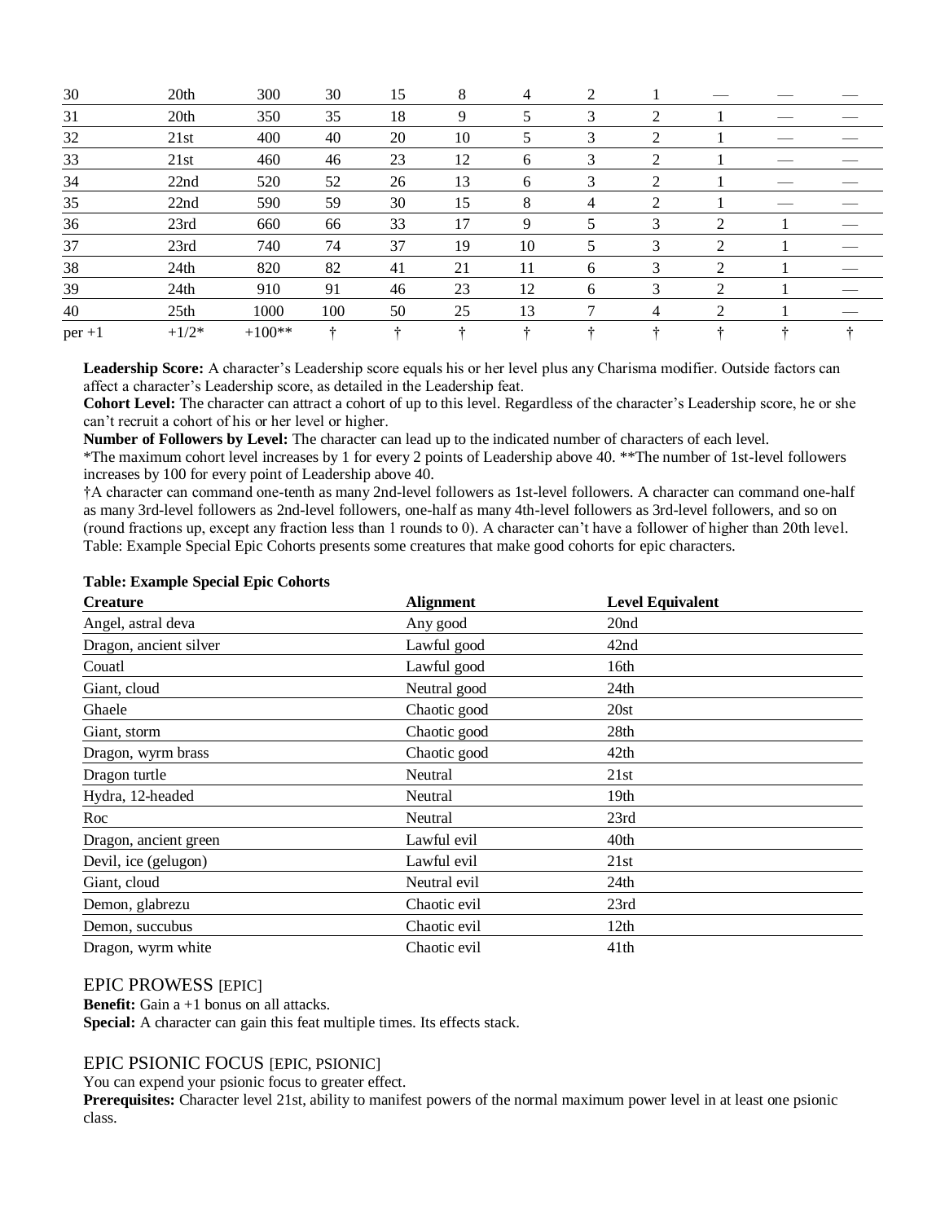| | | | | | | | | | | | |
|---|---|---|---|---|---|---|---|---|---|---|---|
| 30 | 20th | 300 | 30 | 15 | 8 | 4 | 2 | 1 | — | — | — |
| 31 | 20th | 350 | 35 | 18 | 9 | 5 | 3 | 2 | 1 | — | — |
| 32 | 21st | 400 | 40 | 20 | 10 | 5 | 3 | 2 | 1 | — | — |
| 33 | 21st | 460 | 46 | 23 | 12 | 6 | 3 | 2 | 1 | — | — |
| 34 | 22nd | 520 | 52 | 26 | 13 | 6 | 3 | 2 | 1 | — | — |
| 35 | 22nd | 590 | 59 | 30 | 15 | 8 | 4 | 2 | 1 | — | — |
| 36 | 23rd | 660 | 66 | 33 | 17 | 9 | 5 | 3 | 2 | 1 | — |
| 37 | 23rd | 740 | 74 | 37 | 19 | 10 | 5 | 3 | 2 | 1 | — |
| 38 | 24th | 820 | 82 | 41 | 21 | 11 | 6 | 3 | 2 | 1 | — |
| 39 | 24th | 910 | 91 | 46 | 23 | 12 | 6 | 3 | 2 | 1 | — |
| 40 | 25th | 1000 | 100 | 50 | 25 | 13 | 7 | 4 | 2 | 1 | — |
| per +1 | +1/2* | +100** | † | † | † | † | † | † | † | † | † |

**Leadership Score:** A character's Leadership score equals his or her level plus any Charisma modifier. Outside factors can affect a character's Leadership score, as detailed in the Leadership feat.
**Cohort Level:** The character can attract a cohort of up to this level. Regardless of the character's Leadership score, he or she can't recruit a cohort of his or her level or higher.
**Number of Followers by Level:** The character can lead up to the indicated number of characters of each level.
*The maximum cohort level increases by 1 for every 2 points of Leadership above 40. **The number of 1st-level followers increases by 100 for every point of Leadership above 40.
†A character can command one-tenth as many 2nd-level followers as 1st-level followers. A character can command one-half as many 3rd-level followers as 2nd-level followers, one-half as many 4th-level followers as 3rd-level followers, and so on (round fractions up, except any fraction less than 1 rounds to 0). A character can't have a follower of higher than 20th level.
Table: Example Special Epic Cohorts presents some creatures that make good cohorts for epic characters.

**Table: Example Special Epic Cohorts**

| Creature | Alignment | Level Equivalent |
|---|---|---|
| Angel, astral deva | Any good | 20nd |
| Dragon, ancient silver | Lawful good | 42nd |
| Couatl | Lawful good | 16th |
| Giant, cloud | Neutral good | 24th |
| Ghaele | Chaotic good | 20st |
| Giant, storm | Chaotic good | 28th |
| Dragon, wyrm brass | Chaotic good | 42th |
| Dragon turtle | Neutral | 21st |
| Hydra, 12-headed | Neutral | 19th |
| Roc | Neutral | 23rd |
| Dragon, ancient green | Lawful evil | 40th |
| Devil, ice (gelugon) | Lawful evil | 21st |
| Giant, cloud | Neutral evil | 24th |
| Demon, glabrezu | Chaotic evil | 23rd |
| Demon, succubus | Chaotic evil | 12th |
| Dragon, wyrm white | Chaotic evil | 41th |

## EPIC PROWESS [EPIC]

**Benefit:** Gain a +1 bonus on all attacks.
**Special:** A character can gain this feat multiple times. Its effects stack.

## EPIC PSIONIC FOCUS [EPIC, PSIONIC]

You can expend your psionic focus to greater effect.
**Prerequisites:** Character level 21st, ability to manifest powers of the normal maximum power level in at least one psionic class.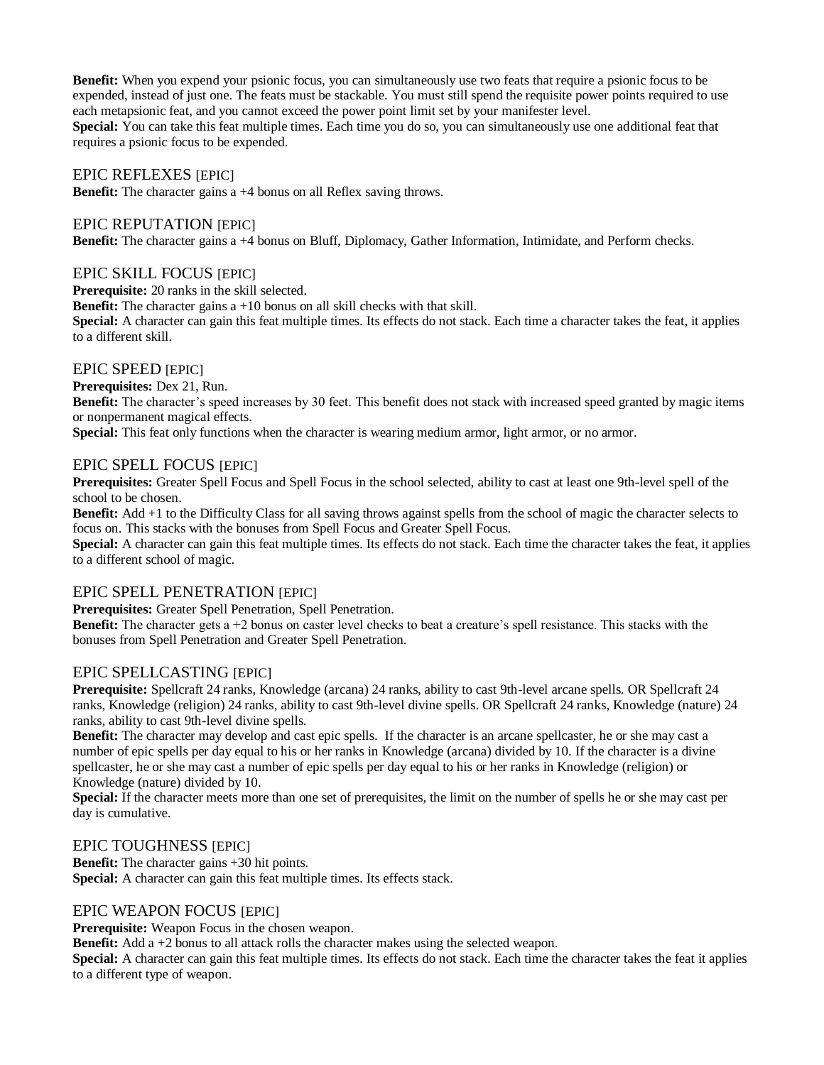**Benefit:** When you expend your psionic focus, you can simultaneously use two feats that require a psionic focus to be expended, instead of just one. The feats must be stackable. You must still spend the requisite power points required to use each metapsionic feat, and you cannot exceed the power point limit set by your manifester level.
**Special:** You can take this feat multiple times. Each time you do so, you can simultaneously use one additional feat that requires a psionic focus to be expended.

### EPIC REFLEXES [EPIC]

**Benefit:** The character gains a +4 bonus on all Reflex saving throws.

### EPIC REPUTATION [EPIC]

**Benefit:** The character gains a +4 bonus on Bluff, Diplomacy, Gather Information, Intimidate, and Perform checks.

### EPIC SKILL FOCUS [EPIC]

**Prerequisite:** 20 ranks in the skill selected.
**Benefit:** The character gains a +10 bonus on all skill checks with that skill.
**Special:** A character can gain this feat multiple times. Its effects do not stack. Each time a character takes the feat, it applies to a different skill.

### EPIC SPEED [EPIC]

**Prerequisites:** Dex 21, Run.
**Benefit:** The character's speed increases by 30 feet. This benefit does not stack with increased speed granted by magic items or nonpermanent magical effects.
**Special:** This feat only functions when the character is wearing medium armor, light armor, or no armor.

### EPIC SPELL FOCUS [EPIC]

**Prerequisites:** Greater Spell Focus and Spell Focus in the school selected, ability to cast at least one 9th-level spell of the school to be chosen.
**Benefit:** Add +1 to the Difficulty Class for all saving throws against spells from the school of magic the character selects to focus on. This stacks with the bonuses from Spell Focus and Greater Spell Focus.
**Special:** A character can gain this feat multiple times. Its effects do not stack. Each time the character takes the feat, it applies to a different school of magic.

### EPIC SPELL PENETRATION [EPIC]

**Prerequisites:** Greater Spell Penetration, Spell Penetration.
**Benefit:** The character gets a +2 bonus on caster level checks to beat a creature's spell resistance. This stacks with the bonuses from Spell Penetration and Greater Spell Penetration.

### EPIC SPELLCASTING [EPIC]

**Prerequisite:** Spellcraft 24 ranks, Knowledge (arcana) 24 ranks, ability to cast 9th-level arcane spells. OR Spellcraft 24 ranks, Knowledge (religion) 24 ranks, ability to cast 9th-level divine spells. OR Spellcraft 24 ranks, Knowledge (nature) 24 ranks, ability to cast 9th-level divine spells.
**Benefit:** The character may develop and cast epic spells. If the character is an arcane spellcaster, he or she may cast a number of epic spells per day equal to his or her ranks in Knowledge (arcana) divided by 10. If the character is a divine spellcaster, he or she may cast a number of epic spells per day equal to his or her ranks in Knowledge (religion) or Knowledge (nature) divided by 10.
**Special:** If the character meets more than one set of prerequisites, the limit on the number of spells he or she may cast per day is cumulative.

### EPIC TOUGHNESS [EPIC]

**Benefit:** The character gains +30 hit points.
**Special:** A character can gain this feat multiple times. Its effects stack.

### EPIC WEAPON FOCUS [EPIC]

**Prerequisite:** Weapon Focus in the chosen weapon.
**Benefit:** Add a +2 bonus to all attack rolls the character makes using the selected weapon.
**Special:** A character can gain this feat multiple times. Its effects do not stack. Each time the character takes the feat it applies to a different type of weapon.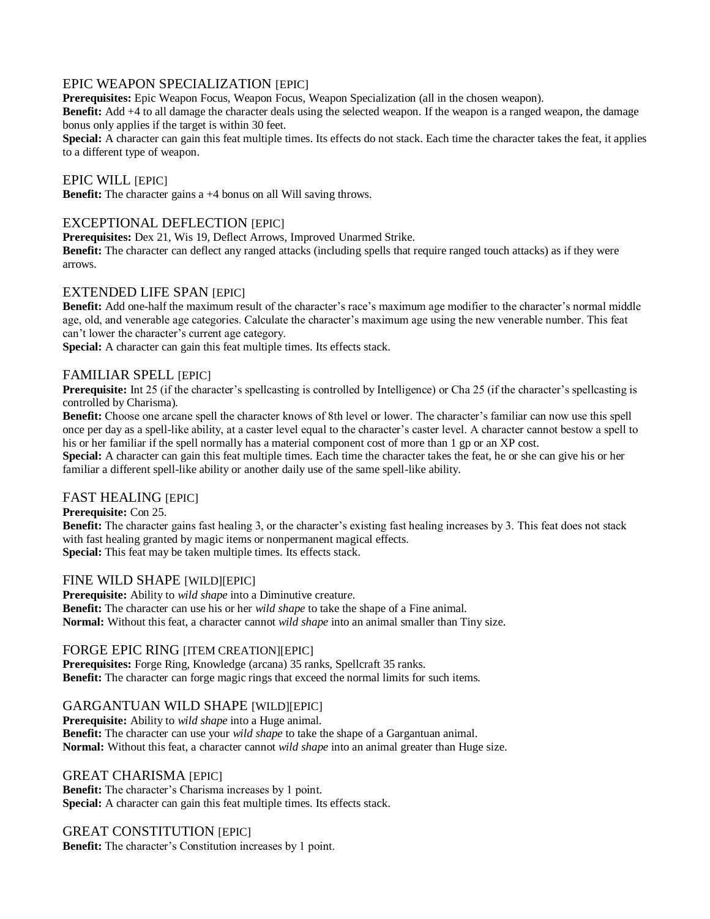## EPIC WEAPON SPECIALIZATION [EPIC]

**Prerequisites:** Epic Weapon Focus, Weapon Focus, Weapon Specialization (all in the chosen weapon).
**Benefit:** Add +4 to all damage the character deals using the selected weapon. If the weapon is a ranged weapon, the damage bonus only applies if the target is within 30 feet.
**Special:** A character can gain this feat multiple times. Its effects do not stack. Each time the character takes the feat, it applies to a different type of weapon.

## EPIC WILL [EPIC]

**Benefit:** The character gains a +4 bonus on all Will saving throws.

## EXCEPTIONAL DEFLECTION [EPIC]

**Prerequisites:** Dex 21, Wis 19, Deflect Arrows, Improved Unarmed Strike.
**Benefit:** The character can deflect any ranged attacks (including spells that require ranged touch attacks) as if they were arrows.

## EXTENDED LIFE SPAN [EPIC]

**Benefit:** Add one-half the maximum result of the character's race's maximum age modifier to the character's normal middle age, old, and venerable age categories. Calculate the character's maximum age using the new venerable number. This feat can't lower the character's current age category.
**Special:** A character can gain this feat multiple times. Its effects stack.

## FAMILIAR SPELL [EPIC]

**Prerequisite:** Int 25 (if the character's spellcasting is controlled by Intelligence) or Cha 25 (if the character's spellcasting is controlled by Charisma).
**Benefit:** Choose one arcane spell the character knows of 8th level or lower. The character's familiar can now use this spell once per day as a spell-like ability, at a caster level equal to the character's caster level. A character cannot bestow a spell to his or her familiar if the spell normally has a material component cost of more than 1 gp or an XP cost.
**Special:** A character can gain this feat multiple times. Each time the character takes the feat, he or she can give his or her familiar a different spell-like ability or another daily use of the same spell-like ability.

## FAST HEALING [EPIC]

**Prerequisite:** Con 25.
**Benefit:** The character gains fast healing 3, or the character's existing fast healing increases by 3. This feat does not stack with fast healing granted by magic items or nonpermanent magical effects.
**Special:** This feat may be taken multiple times. Its effects stack.

## FINE WILD SHAPE [WILD][EPIC]

**Prerequisite:** Ability to *wild shape* into a Diminutive creature.
**Benefit:** The character can use his or her *wild shape* to take the shape of a Fine animal.
**Normal:** Without this feat, a character cannot *wild shape* into an animal smaller than Tiny size.

## FORGE EPIC RING [ITEM CREATION][EPIC]

**Prerequisites:** Forge Ring, Knowledge (arcana) 35 ranks, Spellcraft 35 ranks.
**Benefit:** The character can forge magic rings that exceed the normal limits for such items.

## GARGANTUAN WILD SHAPE [WILD][EPIC]

**Prerequisite:** Ability to *wild shape* into a Huge animal.
**Benefit:** The character can use your *wild shape* to take the shape of a Gargantuan animal.
**Normal:** Without this feat, a character cannot *wild shape* into an animal greater than Huge size.

## GREAT CHARISMA [EPIC]

**Benefit:** The character's Charisma increases by 1 point.
**Special:** A character can gain this feat multiple times. Its effects stack.

## GREAT CONSTITUTION [EPIC]

**Benefit:** The character's Constitution increases by 1 point.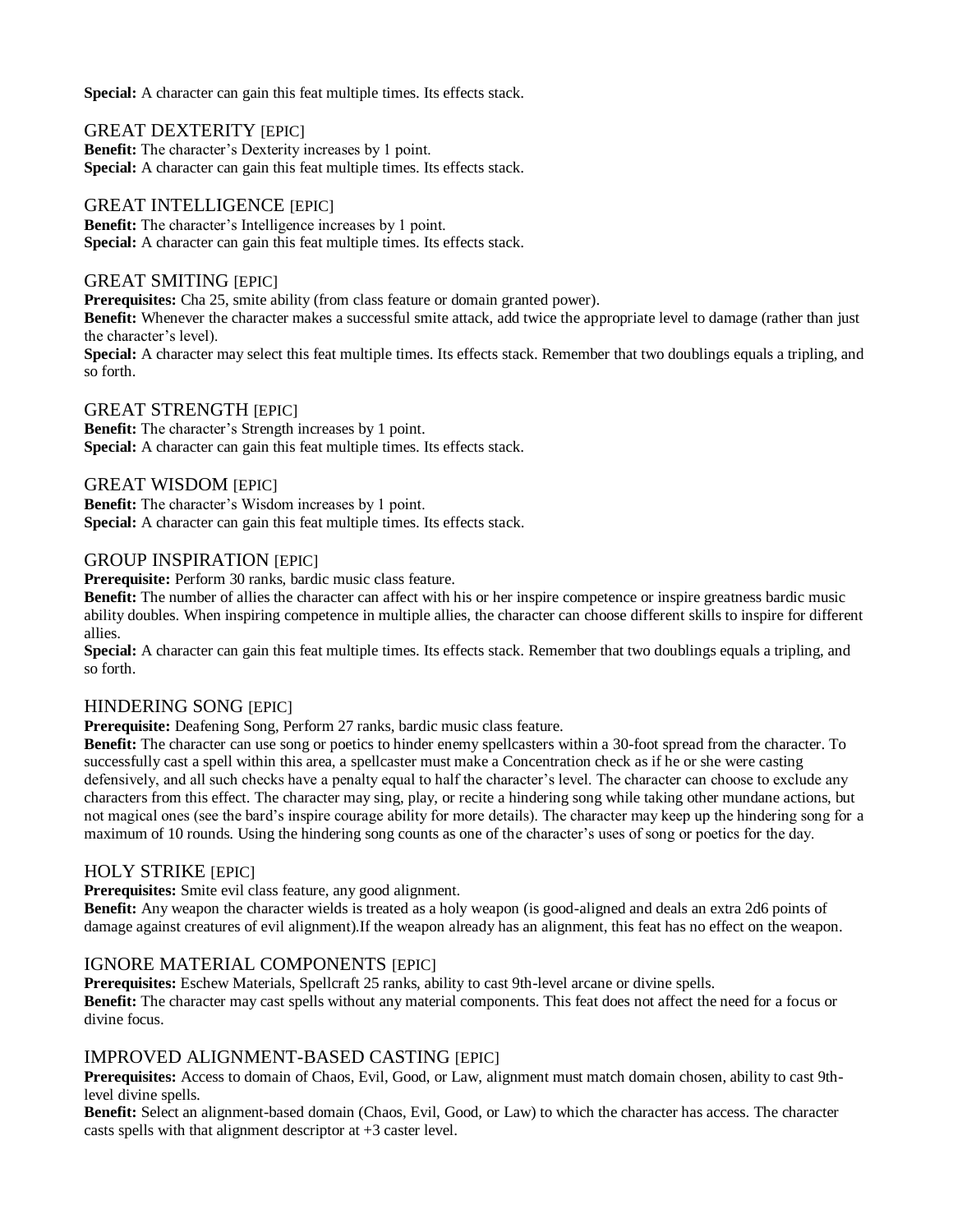**Special:** A character can gain this feat multiple times. Its effects stack.

### GREAT DEXTERITY [EPIC]

**Benefit:** The character's Dexterity increases by 1 point.
**Special:** A character can gain this feat multiple times. Its effects stack.

### GREAT INTELLIGENCE [EPIC]

**Benefit:** The character's Intelligence increases by 1 point.
**Special:** A character can gain this feat multiple times. Its effects stack.

### GREAT SMITING [EPIC]

**Prerequisites:** Cha 25, smite ability (from class feature or domain granted power).
**Benefit:** Whenever the character makes a successful smite attack, add twice the appropriate level to damage (rather than just the character's level).
**Special:** A character may select this feat multiple times. Its effects stack. Remember that two doublings equals a tripling, and so forth.

### GREAT STRENGTH [EPIC]

**Benefit:** The character's Strength increases by 1 point.
**Special:** A character can gain this feat multiple times. Its effects stack.

### GREAT WISDOM [EPIC]

**Benefit:** The character's Wisdom increases by 1 point.
**Special:** A character can gain this feat multiple times. Its effects stack.

### GROUP INSPIRATION [EPIC]

**Prerequisite:** Perform 30 ranks, bardic music class feature.
**Benefit:** The number of allies the character can affect with his or her inspire competence or inspire greatness bardic music ability doubles. When inspiring competence in multiple allies, the character can choose different skills to inspire for different allies.
**Special:** A character can gain this feat multiple times. Its effects stack. Remember that two doublings equals a tripling, and so forth.

### HINDERING SONG [EPIC]

**Prerequisite:** Deafening Song, Perform 27 ranks, bardic music class feature.
**Benefit:** The character can use song or poetics to hinder enemy spellcasters within a 30-foot spread from the character. To successfully cast a spell within this area, a spellcaster must make a Concentration check as if he or she were casting defensively, and all such checks have a penalty equal to half the character's level. The character can choose to exclude any characters from this effect. The character may sing, play, or recite a hindering song while taking other mundane actions, but not magical ones (see the bard's inspire courage ability for more details). The character may keep up the hindering song for a maximum of 10 rounds. Using the hindering song counts as one of the character's uses of song or poetics for the day.

### HOLY STRIKE [EPIC]

**Prerequisites:** Smite evil class feature, any good alignment.
**Benefit:** Any weapon the character wields is treated as a holy weapon (is good-aligned and deals an extra 2d6 points of damage against creatures of evil alignment).If the weapon already has an alignment, this feat has no effect on the weapon.

### IGNORE MATERIAL COMPONENTS [EPIC]

**Prerequisites:** Eschew Materials, Spellcraft 25 ranks, ability to cast 9th-level arcane or divine spells.
**Benefit:** The character may cast spells without any material components. This feat does not affect the need for a focus or divine focus.

### IMPROVED ALIGNMENT-BASED CASTING [EPIC]

**Prerequisites:** Access to domain of Chaos, Evil, Good, or Law, alignment must match domain chosen, ability to cast 9th-level divine spells.
**Benefit:** Select an alignment-based domain (Chaos, Evil, Good, or Law) to which the character has access. The character casts spells with that alignment descriptor at +3 caster level.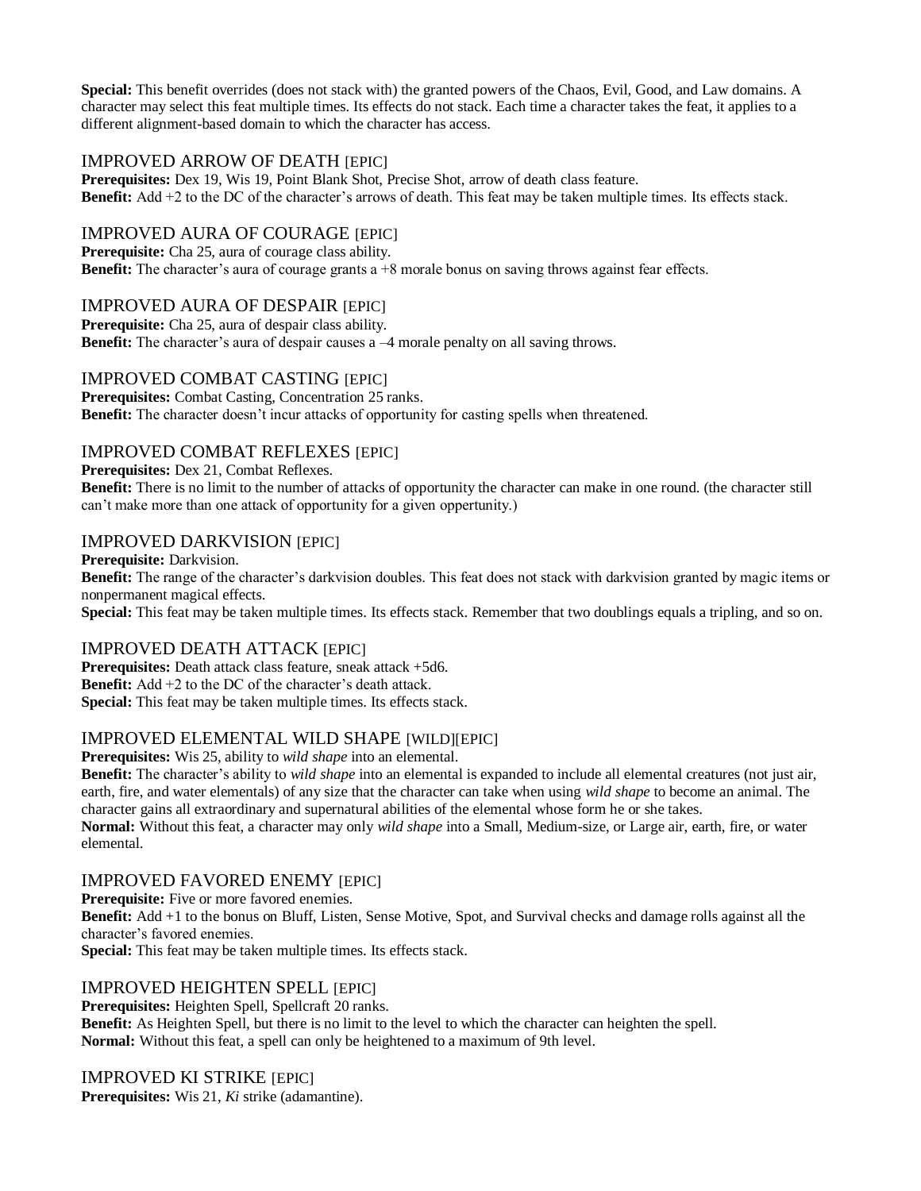**Special:** This benefit overrides (does not stack with) the granted powers of the Chaos, Evil, Good, and Law domains. A character may select this feat multiple times. Its effects do not stack. Each time a character takes the feat, it applies to a different alignment-based domain to which the character has access.

## IMPROVED ARROW OF DEATH [EPIC]

**Prerequisites:** Dex 19, Wis 19, Point Blank Shot, Precise Shot, arrow of death class feature.
**Benefit:** Add +2 to the DC of the character's arrows of death. This feat may be taken multiple times. Its effects stack.

## IMPROVED AURA OF COURAGE [EPIC]

**Prerequisite:** Cha 25, aura of courage class ability.
**Benefit:** The character's aura of courage grants a +8 morale bonus on saving throws against fear effects.

## IMPROVED AURA OF DESPAIR [EPIC]

**Prerequisite:** Cha 25, aura of despair class ability.
**Benefit:** The character's aura of despair causes a –4 morale penalty on all saving throws.

## IMPROVED COMBAT CASTING [EPIC]

**Prerequisites:** Combat Casting, Concentration 25 ranks.
**Benefit:** The character doesn't incur attacks of opportunity for casting spells when threatened.

## IMPROVED COMBAT REFLEXES [EPIC]

**Prerequisites:** Dex 21, Combat Reflexes.
**Benefit:** There is no limit to the number of attacks of opportunity the character can make in one round. (the character still can't make more than one attack of opportunity for a given oppertunity.)

## IMPROVED DARKVISION [EPIC]

**Prerequisite:** Darkvision.
**Benefit:** The range of the character's darkvision doubles. This feat does not stack with darkvision granted by magic items or nonpermanent magical effects.
**Special:** This feat may be taken multiple times. Its effects stack. Remember that two doublings equals a tripling, and so on.

## IMPROVED DEATH ATTACK [EPIC]

**Prerequisites:** Death attack class feature, sneak attack +5d6.
**Benefit:** Add +2 to the DC of the character's death attack.
**Special:** This feat may be taken multiple times. Its effects stack.

## IMPROVED ELEMENTAL WILD SHAPE [WILD][EPIC]

**Prerequisites:** Wis 25, ability to *wild shape* into an elemental.
**Benefit:** The character's ability to *wild shape* into an elemental is expanded to include all elemental creatures (not just air, earth, fire, and water elementals) of any size that the character can take when using *wild shape* to become an animal. The character gains all extraordinary and supernatural abilities of the elemental whose form he or she takes.
**Normal:** Without this feat, a character may only *wild shape* into a Small, Medium-size, or Large air, earth, fire, or water elemental.

## IMPROVED FAVORED ENEMY [EPIC]

**Prerequisite:** Five or more favored enemies.
**Benefit:** Add +1 to the bonus on Bluff, Listen, Sense Motive, Spot, and Survival checks and damage rolls against all the character's favored enemies.
**Special:** This feat may be taken multiple times. Its effects stack.

## IMPROVED HEIGHTEN SPELL [EPIC]

**Prerequisites:** Heighten Spell, Spellcraft 20 ranks.
**Benefit:** As Heighten Spell, but there is no limit to the level to which the character can heighten the spell.
**Normal:** Without this feat, a spell can only be heightened to a maximum of 9th level.

## IMPROVED KI STRIKE [EPIC]

**Prerequisites:** Wis 21, *Ki* strike (adamantine).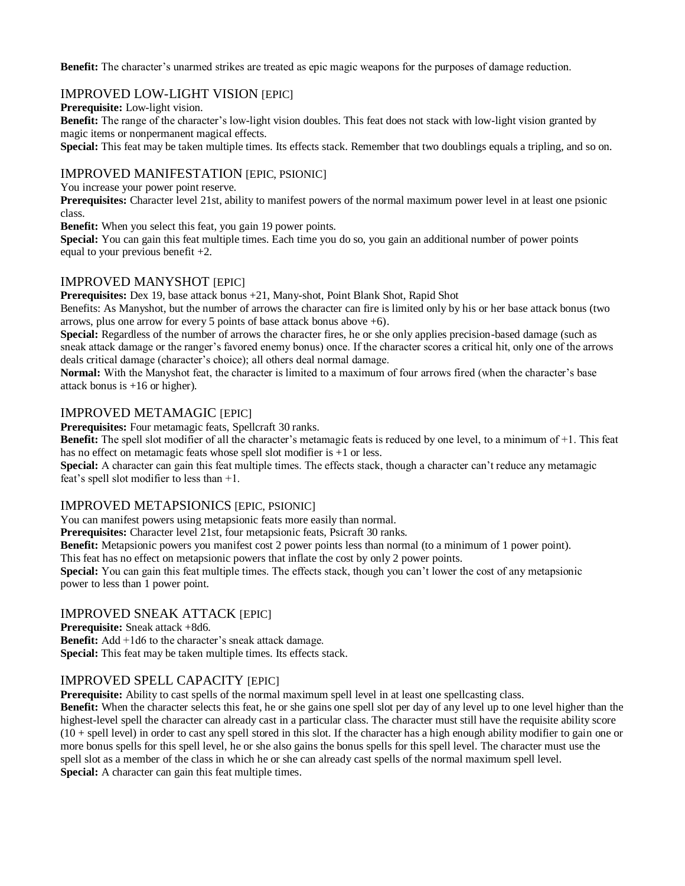**Benefit:** The character's unarmed strikes are treated as epic magic weapons for the purposes of damage reduction.

## IMPROVED LOW-LIGHT VISION [EPIC]

**Prerequisite:** Low-light vision.
**Benefit:** The range of the character's low-light vision doubles. This feat does not stack with low-light vision granted by magic items or nonpermanent magical effects.
**Special:** This feat may be taken multiple times. Its effects stack. Remember that two doublings equals a tripling, and so on.

## IMPROVED MANIFESTATION [EPIC, PSIONIC]

You increase your power point reserve.
**Prerequisites:** Character level 21st, ability to manifest powers of the normal maximum power level in at least one psionic class.
**Benefit:** When you select this feat, you gain 19 power points.
**Special:** You can gain this feat multiple times. Each time you do so, you gain an additional number of power points equal to your previous benefit +2.

## IMPROVED MANYSHOT [EPIC]

**Prerequisites:** Dex 19, base attack bonus +21, Many-shot, Point Blank Shot, Rapid Shot
Benefits: As Manyshot, but the number of arrows the character can fire is limited only by his or her base attack bonus (two arrows, plus one arrow for every 5 points of base attack bonus above +6).
**Special:** Regardless of the number of arrows the character fires, he or she only applies precision-based damage (such as sneak attack damage or the ranger's favored enemy bonus) once. If the character scores a critical hit, only one of the arrows deals critical damage (character's choice); all others deal normal damage.
**Normal:** With the Manyshot feat, the character is limited to a maximum of four arrows fired (when the character's base attack bonus is +16 or higher).

## IMPROVED METAMAGIC [EPIC]

**Prerequisites:** Four metamagic feats, Spellcraft 30 ranks.
**Benefit:** The spell slot modifier of all the character's metamagic feats is reduced by one level, to a minimum of +1. This feat has no effect on metamagic feats whose spell slot modifier is +1 or less.
**Special:** A character can gain this feat multiple times. The effects stack, though a character can't reduce any metamagic feat's spell slot modifier to less than +1.

## IMPROVED METAPSIONICS [EPIC, PSIONIC]

You can manifest powers using metapsionic feats more easily than normal.
**Prerequisites:** Character level 21st, four metapsionic feats, Psicraft 30 ranks.
**Benefit:** Metapsionic powers you manifest cost 2 power points less than normal (to a minimum of 1 power point). This feat has no effect on metapsionic powers that inflate the cost by only 2 power points.
**Special:** You can gain this feat multiple times. The effects stack, though you can't lower the cost of any metapsionic power to less than 1 power point.

## IMPROVED SNEAK ATTACK [EPIC]

**Prerequisite:** Sneak attack +8d6.
**Benefit:** Add +1d6 to the character's sneak attack damage.
**Special:** This feat may be taken multiple times. Its effects stack.

## IMPROVED SPELL CAPACITY [EPIC]

**Prerequisite:** Ability to cast spells of the normal maximum spell level in at least one spellcasting class.
**Benefit:** When the character selects this feat, he or she gains one spell slot per day of any level up to one level higher than the highest-level spell the character can already cast in a particular class. The character must still have the requisite ability score (10 + spell level) in order to cast any spell stored in this slot. If the character has a high enough ability modifier to gain one or more bonus spells for this spell level, he or she also gains the bonus spells for this spell level. The character must use the spell slot as a member of the class in which he or she can already cast spells of the normal maximum spell level.
**Special:** A character can gain this feat multiple times.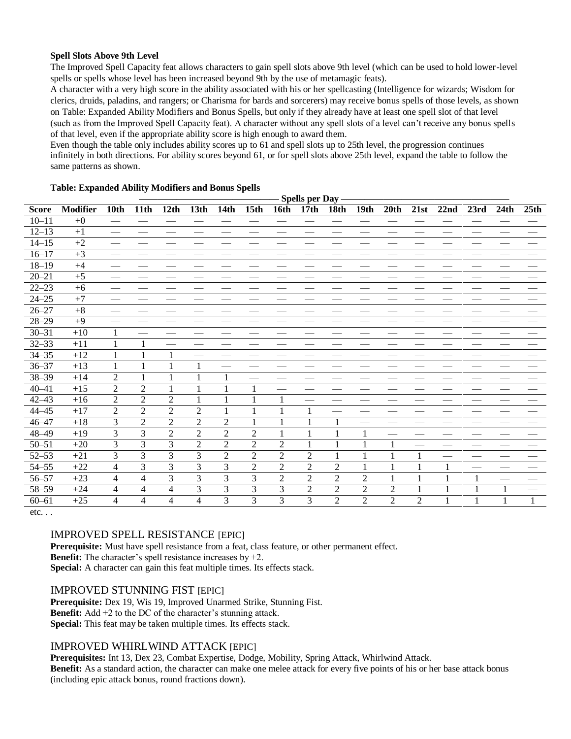**Spell Slots Above 9th Level**

The Improved Spell Capacity feat allows characters to gain spell slots above 9th level (which can be used to hold lower-level spells or spells whose level has been increased beyond 9th by the use of metamagic feats).

A character with a very high score in the ability associated with his or her spellcasting (Intelligence for wizards; Wisdom for clerics, druids, paladins, and rangers; or Charisma for bards and sorcerers) may receive bonus spells of those levels, as shown on Table: Expanded Ability Modifiers and Bonus Spells, but only if they already have at least one spell slot of that level (such as from the Improved Spell Capacity feat). A character without any spell slots of a level can't receive any bonus spells of that level, even if the appropriate ability score is high enough to award them.

Even though the table only includes ability scores up to 61 and spell slots up to 25th level, the progression continues infinitely in both directions. For ability scores beyond 61, or for spell slots above 25th level, expand the table to follow the same patterns as shown.

**Table: Expanded Ability Modifiers and Bonus Spells**

| | | Spells per Day | | | | | | | | | | | | | | | |
|---|---|---|---|---|---|---|---|---|---|---|---|---|---|---|---|---|---|
| **Score** | **Modifier** | **10th** | **11th** | **12th** | **13th** | **14th** | **15th** | **16th** | **17th** | **18th** | **19th** | **20th** | **21st** | **22nd** | **23rd** | **24th** | **25th** |
| 10–11 | +0 | — | — | — | — | — | — | — | — | — | — | — | — | — | — | — | — |
| 12–13 | +1 | — | — | — | — | — | — | — | — | — | — | — | — | — | — | — | — |
| 14–15 | +2 | — | — | — | — | — | — | — | — | — | — | — | — | — | — | — | — |
| 16–17 | +3 | — | — | — | — | — | — | — | — | — | — | — | — | — | — | — | — |
| 18–19 | +4 | — | — | — | — | — | — | — | — | — | — | — | — | — | — | — | — |
| 20–21 | +5 | — | — | — | — | — | — | — | — | — | — | — | — | — | — | — | — |
| 22–23 | +6 | — | — | — | — | — | — | — | — | — | — | — | — | — | — | — | — |
| 24–25 | +7 | — | — | — | — | — | — | — | — | — | — | — | — | — | — | — | — |
| 26–27 | +8 | — | — | — | — | — | — | — | — | — | — | — | — | — | — | — | — |
| 28–29 | +9 | — | — | — | — | — | — | — | — | — | — | — | — | — | — | — | — |
| 30–31 | +10 | 1 | — | — | — | — | — | — | — | — | — | — | — | — | — | — | — |
| 32–33 | +11 | 1 | 1 | — | — | — | — | — | — | — | — | — | — | — | — | — | — |
| 34–35 | +12 | 1 | 1 | 1 | — | — | — | — | — | — | — | — | — | — | — | — | — |
| 36–37 | +13 | 1 | 1 | 1 | 1 | — | — | — | — | — | — | — | — | — | — | — | — |
| 38–39 | +14 | 2 | 1 | 1 | 1 | 1 | — | — | — | — | — | — | — | — | — | — | — |
| 40–41 | +15 | 2 | 2 | 1 | 1 | 1 | 1 | — | — | — | — | — | — | — | — | — | — |
| 42–43 | +16 | 2 | 2 | 2 | 1 | 1 | 1 | 1 | — | — | — | — | — | — | — | — | — |
| 44–45 | +17 | 2 | 2 | 2 | 2 | 1 | 1 | 1 | 1 | — | — | — | — | — | — | — | — |
| 46–47 | +18 | 3 | 2 | 2 | 2 | 2 | 1 | 1 | 1 | 1 | — | — | — | — | — | — | — |
| 48–49 | +19 | 3 | 3 | 2 | 2 | 2 | 2 | 1 | 1 | 1 | 1 | — | — | — | — | — | — |
| 50–51 | +20 | 3 | 3 | 3 | 2 | 2 | 2 | 2 | 1 | 1 | 1 | 1 | — | — | — | — | — |
| 52–53 | +21 | 3 | 3 | 3 | 3 | 2 | 2 | 2 | 2 | 1 | 1 | 1 | 1 | — | — | — | — |
| 54–55 | +22 | 4 | 3 | 3 | 3 | 3 | 2 | 2 | 2 | 2 | 1 | 1 | 1 | 1 | — | — | — |
| 56–57 | +23 | 4 | 4 | 3 | 3 | 3 | 3 | 2 | 2 | 2 | 2 | 1 | 1 | 1 | 1 | — | — |
| 58–59 | +24 | 4 | 4 | 4 | 3 | 3 | 3 | 3 | 2 | 2 | 2 | 2 | 1 | 1 | 1 | 1 | — |
| 60–61 | +25 | 4 | 4 | 4 | 4 | 3 | 3 | 3 | 3 | 2 | 2 | 2 | 2 | 1 | 1 | 1 | 1 |

etc. . .

## IMPROVED SPELL RESISTANCE [EPIC]

**Prerequisite:** Must have spell resistance from a feat, class feature, or other permanent effect.

**Benefit:** The character's spell resistance increases by +2.

**Special:** A character can gain this feat multiple times. Its effects stack.

## IMPROVED STUNNING FIST [EPIC]

**Prerequisite:** Dex 19, Wis 19, Improved Unarmed Strike, Stunning Fist.

**Benefit:** Add +2 to the DC of the character's stunning attack.

**Special:** This feat may be taken multiple times. Its effects stack.

## IMPROVED WHIRLWIND ATTACK [EPIC]

**Prerequisites:** Int 13, Dex 23, Combat Expertise, Dodge, Mobility, Spring Attack, Whirlwind Attack.

**Benefit:** As a standard action, the character can make one melee attack for every five points of his or her base attack bonus (including epic attack bonus, round fractions down).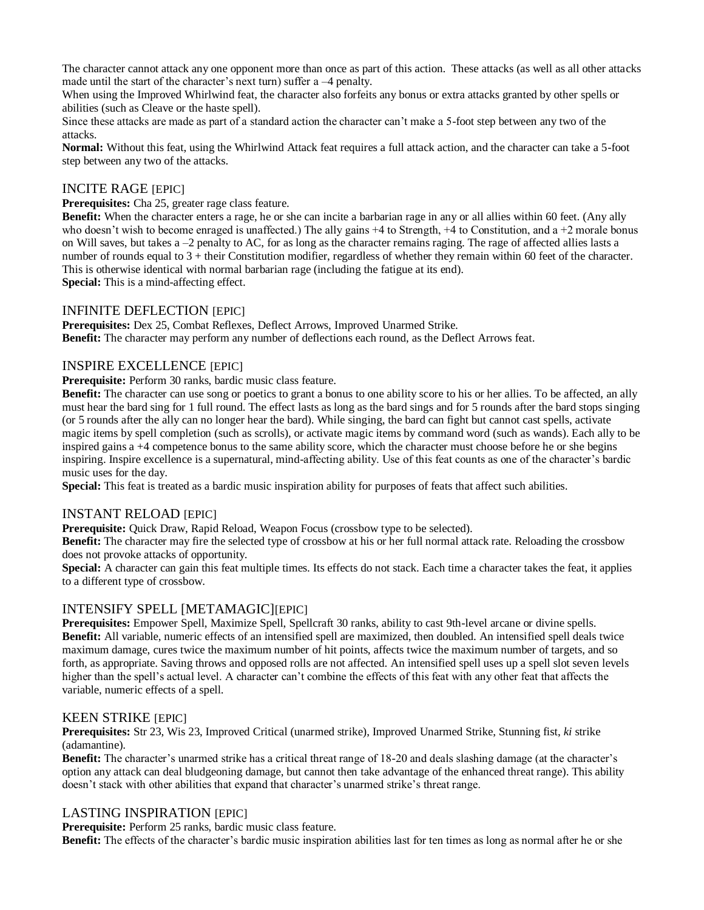The character cannot attack any one opponent more than once as part of this action. These attacks (as well as all other attacks made until the start of the character's next turn) suffer a –4 penalty.

When using the Improved Whirlwind feat, the character also forfeits any bonus or extra attacks granted by other spells or abilities (such as Cleave or the haste spell).

Since these attacks are made as part of a standard action the character can't make a 5-foot step between any two of the attacks.

**Normal:** Without this feat, using the Whirlwind Attack feat requires a full attack action, and the character can take a 5-foot step between any two of the attacks.

## INCITE RAGE [EPIC]

**Prerequisites:** Cha 25, greater rage class feature.

**Benefit:** When the character enters a rage, he or she can incite a barbarian rage in any or all allies within 60 feet. (Any ally who doesn't wish to become enraged is unaffected.) The ally gains +4 to Strength, +4 to Constitution, and a +2 morale bonus on Will saves, but takes a –2 penalty to AC, for as long as the character remains raging. The rage of affected allies lasts a number of rounds equal to 3 + their Constitution modifier, regardless of whether they remain within 60 feet of the character. This is otherwise identical with normal barbarian rage (including the fatigue at its end).

**Special:** This is a mind-affecting effect.

## INFINITE DEFLECTION [EPIC]

**Prerequisites:** Dex 25, Combat Reflexes, Deflect Arrows, Improved Unarmed Strike.

**Benefit:** The character may perform any number of deflections each round, as the Deflect Arrows feat.

## INSPIRE EXCELLENCE [EPIC]

**Prerequisite:** Perform 30 ranks, bardic music class feature.

**Benefit:** The character can use song or poetics to grant a bonus to one ability score to his or her allies. To be affected, an ally must hear the bard sing for 1 full round. The effect lasts as long as the bard sings and for 5 rounds after the bard stops singing (or 5 rounds after the ally can no longer hear the bard). While singing, the bard can fight but cannot cast spells, activate magic items by spell completion (such as scrolls), or activate magic items by command word (such as wands). Each ally to be inspired gains a +4 competence bonus to the same ability score, which the character must choose before he or she begins inspiring. Inspire excellence is a supernatural, mind-affecting ability. Use of this feat counts as one of the character's bardic music uses for the day.

**Special:** This feat is treated as a bardic music inspiration ability for purposes of feats that affect such abilities.

## INSTANT RELOAD [EPIC]

**Prerequisite:** Quick Draw, Rapid Reload, Weapon Focus (crossbow type to be selected).

**Benefit:** The character may fire the selected type of crossbow at his or her full normal attack rate. Reloading the crossbow does not provoke attacks of opportunity.

**Special:** A character can gain this feat multiple times. Its effects do not stack. Each time a character takes the feat, it applies to a different type of crossbow.

## INTENSIFY SPELL [METAMAGIC][EPIC]

**Prerequisites:** Empower Spell, Maximize Spell, Spellcraft 30 ranks, ability to cast 9th-level arcane or divine spells.

**Benefit:** All variable, numeric effects of an intensified spell are maximized, then doubled. An intensified spell deals twice maximum damage, cures twice the maximum number of hit points, affects twice the maximum number of targets, and so forth, as appropriate. Saving throws and opposed rolls are not affected. An intensified spell uses up a spell slot seven levels higher than the spell's actual level. A character can't combine the effects of this feat with any other feat that affects the variable, numeric effects of a spell.

## KEEN STRIKE [EPIC]

**Prerequisites:** Str 23, Wis 23, Improved Critical (unarmed strike), Improved Unarmed Strike, Stunning fist, *ki* strike (adamantine).

**Benefit:** The character's unarmed strike has a critical threat range of 18-20 and deals slashing damage (at the character's option any attack can deal bludgeoning damage, but cannot then take advantage of the enhanced threat range). This ability doesn't stack with other abilities that expand that character's unarmed strike's threat range.

## LASTING INSPIRATION [EPIC]

**Prerequisite:** Perform 25 ranks, bardic music class feature.

**Benefit:** The effects of the character's bardic music inspiration abilities last for ten times as long as normal after he or she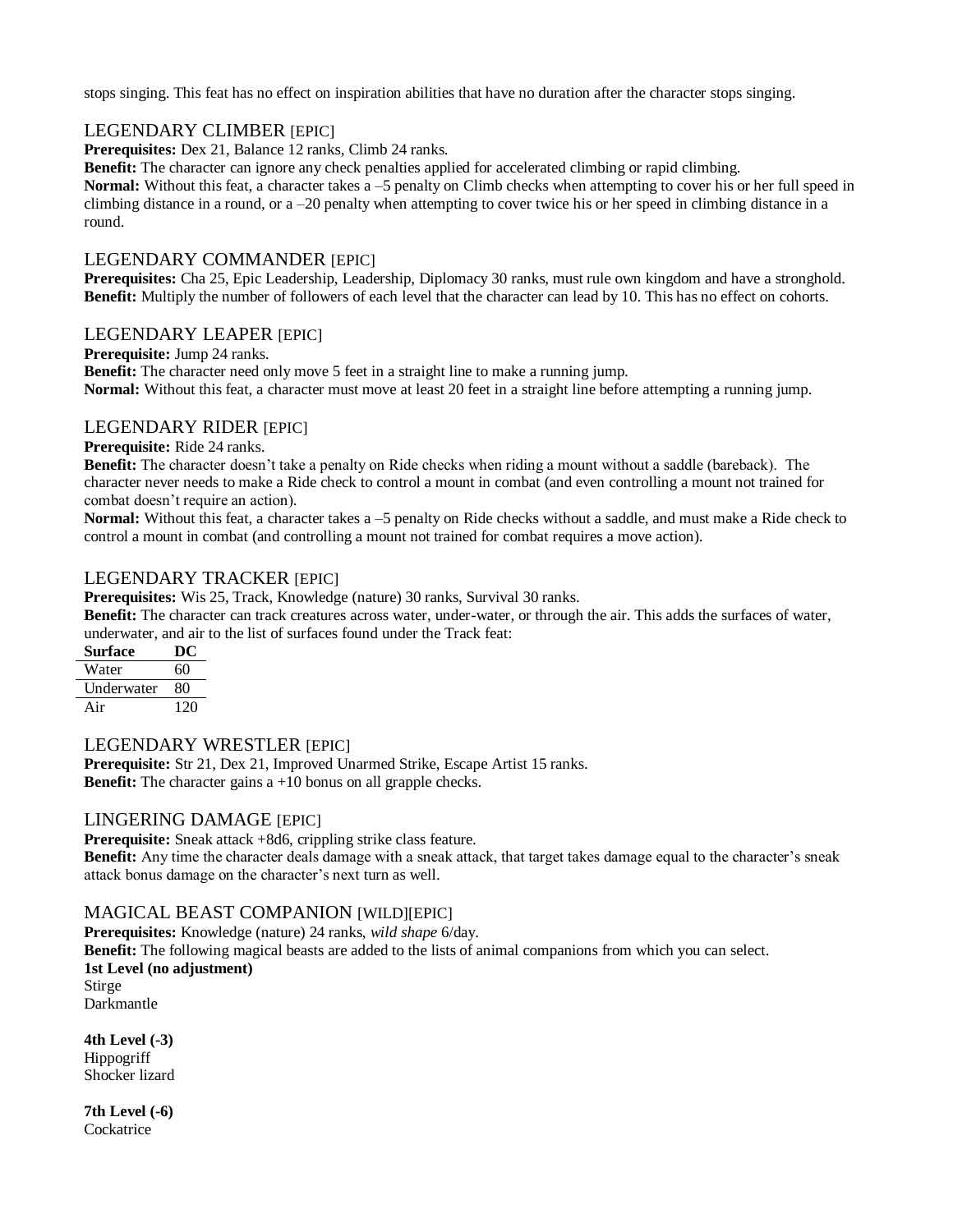stops singing. This feat has no effect on inspiration abilities that have no duration after the character stops singing.

## LEGENDARY CLIMBER [EPIC]

**Prerequisites:** Dex 21, Balance 12 ranks, Climb 24 ranks.

**Benefit:** The character can ignore any check penalties applied for accelerated climbing or rapid climbing.

**Normal:** Without this feat, a character takes a –5 penalty on Climb checks when attempting to cover his or her full speed in climbing distance in a round, or a –20 penalty when attempting to cover twice his or her speed in climbing distance in a round.

## LEGENDARY COMMANDER [EPIC]

**Prerequisites:** Cha 25, Epic Leadership, Leadership, Diplomacy 30 ranks, must rule own kingdom and have a stronghold.

**Benefit:** Multiply the number of followers of each level that the character can lead by 10. This has no effect on cohorts.

## LEGENDARY LEAPER [EPIC]

**Prerequisite:** Jump 24 ranks.

**Benefit:** The character need only move 5 feet in a straight line to make a running jump.

**Normal:** Without this feat, a character must move at least 20 feet in a straight line before attempting a running jump.

## LEGENDARY RIDER [EPIC]

**Prerequisite:** Ride 24 ranks.

**Benefit:** The character doesn't take a penalty on Ride checks when riding a mount without a saddle (bareback). The character never needs to make a Ride check to control a mount in combat (and even controlling a mount not trained for combat doesn't require an action).

**Normal:** Without this feat, a character takes a –5 penalty on Ride checks without a saddle, and must make a Ride check to control a mount in combat (and controlling a mount not trained for combat requires a move action).

## LEGENDARY TRACKER [EPIC]

**Prerequisites:** Wis 25, Track, Knowledge (nature) 30 ranks, Survival 30 ranks.

**Benefit:** The character can track creatures across water, under-water, or through the air. This adds the surfaces of water, underwater, and air to the list of surfaces found under the Track feat:

| Surface | DC |
|---|---|
| Water | 60 |
| Underwater | 80 |
| Air | 120 |

## LEGENDARY WRESTLER [EPIC]

**Prerequisite:** Str 21, Dex 21, Improved Unarmed Strike, Escape Artist 15 ranks.

**Benefit:** The character gains a +10 bonus on all grapple checks.

## LINGERING DAMAGE [EPIC]

**Prerequisite:** Sneak attack +8d6, crippling strike class feature.

**Benefit:** Any time the character deals damage with a sneak attack, that target takes damage equal to the character's sneak attack bonus damage on the character's next turn as well.

## MAGICAL BEAST COMPANION [WILD][EPIC]

**Prerequisites:** Knowledge (nature) 24 ranks, *wild shape* 6/day.

**Benefit:** The following magical beasts are added to the lists of animal companions from which you can select.

**1st Level (no adjustment)**
Stirge
Darkmantle

**4th Level (-3)**
Hippogriff
Shocker lizard

**7th Level (-6)**
Cockatrice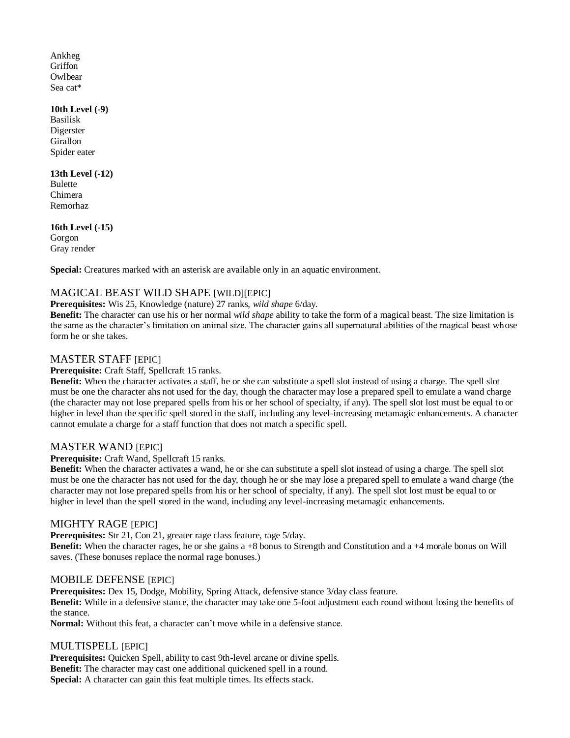Ankheg
Griffon
Owlbear
Sea cat*

**10th Level (-9)**
Basilisk
Digerster
Girallon
Spider eater

**13th Level (-12)**
Bulette
Chimera
Remorhaz

**16th Level (-15)**
Gorgon
Gray render

**Special:** Creatures marked with an asterisk are available only in an aquatic environment.

## MAGICAL BEAST WILD SHAPE [WILD][EPIC]

**Prerequisites:** Wis 25, Knowledge (nature) 27 ranks, *wild shape* 6/day.
**Benefit:** The character can use his or her normal *wild shape* ability to take the form of a magical beast. The size limitation is the same as the character's limitation on animal size. The character gains all supernatural abilities of the magical beast whose form he or she takes.

## MASTER STAFF [EPIC]

**Prerequisite:** Craft Staff, Spellcraft 15 ranks.
**Benefit:** When the character activates a staff, he or she can substitute a spell slot instead of using a charge. The spell slot must be one the character ahs not used for the day, though the character may lose a prepared spell to emulate a wand charge (the character may not lose prepared spells from his or her school of specialty, if any). The spell slot lost must be equal to or higher in level than the specific spell stored in the staff, including any level-increasing metamagic enhancements. A character cannot emulate a charge for a staff function that does not match a specific spell.

## MASTER WAND [EPIC]

**Prerequisite:** Craft Wand, Spellcraft 15 ranks.
**Benefit:** When the character activates a wand, he or she can substitute a spell slot instead of using a charge. The spell slot must be one the character has not used for the day, though he or she may lose a prepared spell to emulate a wand charge (the character may not lose prepared spells from his or her school of specialty, if any). The spell slot lost must be equal to or higher in level than the spell stored in the wand, including any level-increasing metamagic enhancements.

## MIGHTY RAGE [EPIC]

**Prerequisites:** Str 21, Con 21, greater rage class feature, rage 5/day.
**Benefit:** When the character rages, he or she gains a +8 bonus to Strength and Constitution and a +4 morale bonus on Will saves. (These bonuses replace the normal rage bonuses.)

## MOBILE DEFENSE [EPIC]

**Prerequisites:** Dex 15, Dodge, Mobility, Spring Attack, defensive stance 3/day class feature.
**Benefit:** While in a defensive stance, the character may take one 5-foot adjustment each round without losing the benefits of the stance.
**Normal:** Without this feat, a character can't move while in a defensive stance.

## MULTISPELL [EPIC]

**Prerequisites:** Quicken Spell, ability to cast 9th-level arcane or divine spells.
**Benefit:** The character may cast one additional quickened spell in a round.
**Special:** A character can gain this feat multiple times. Its effects stack.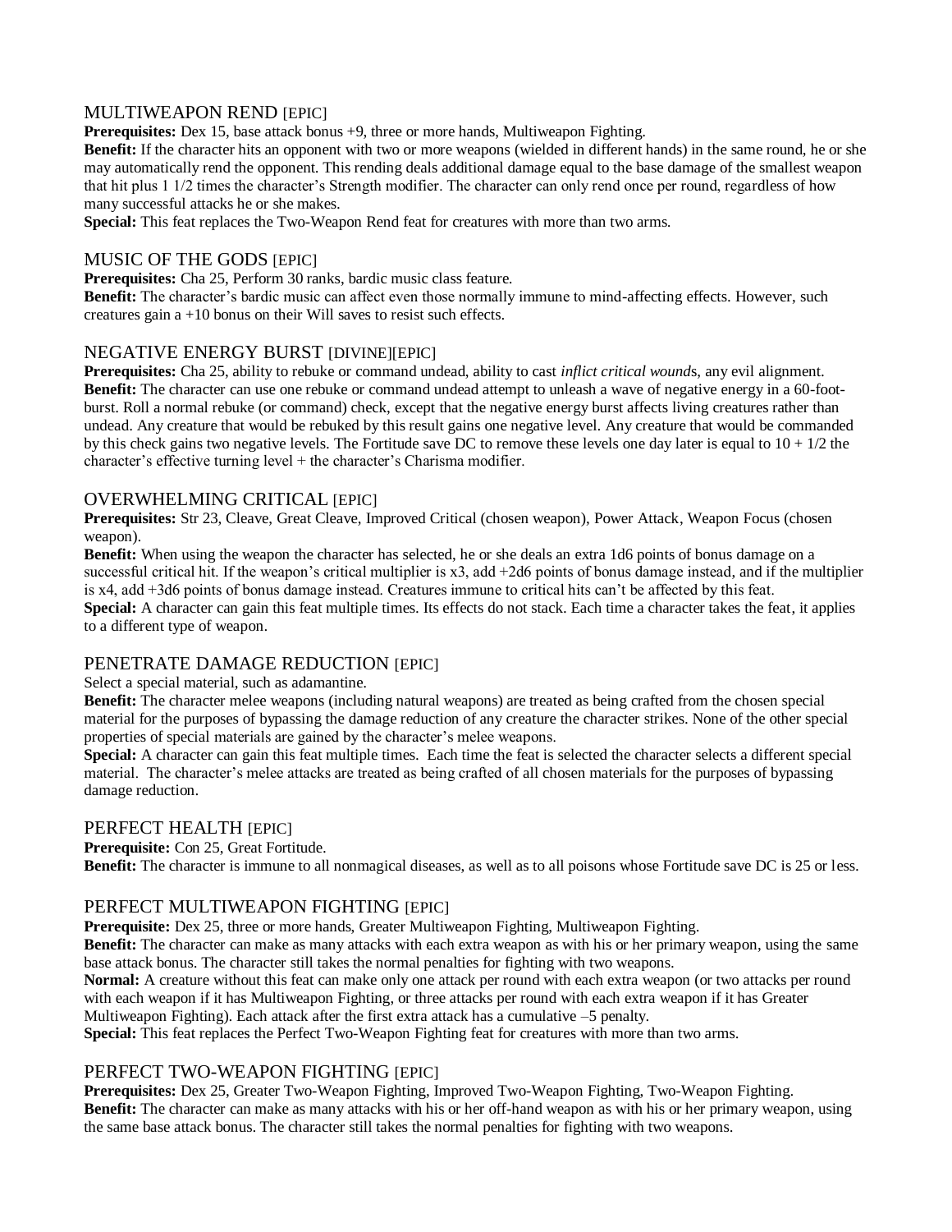## MULTIWEAPON REND [EPIC]

**Prerequisites:** Dex 15, base attack bonus +9, three or more hands, Multiweapon Fighting.

**Benefit:** If the character hits an opponent with two or more weapons (wielded in different hands) in the same round, he or she may automatically rend the opponent. This rending deals additional damage equal to the base damage of the smallest weapon that hit plus 1 1/2 times the character's Strength modifier. The character can only rend once per round, regardless of how many successful attacks he or she makes.

**Special:** This feat replaces the Two-Weapon Rend feat for creatures with more than two arms.

## MUSIC OF THE GODS [EPIC]

**Prerequisites:** Cha 25, Perform 30 ranks, bardic music class feature.

**Benefit:** The character's bardic music can affect even those normally immune to mind-affecting effects. However, such creatures gain a +10 bonus on their Will saves to resist such effects.

## NEGATIVE ENERGY BURST [DIVINE][EPIC]

**Prerequisites:** Cha 25, ability to rebuke or command undead, ability to cast *inflict critical wound*s, any evil alignment.

**Benefit:** The character can use one rebuke or command undead attempt to unleash a wave of negative energy in a 60-foot-burst. Roll a normal rebuke (or command) check, except that the negative energy burst affects living creatures rather than undead. Any creature that would be rebuked by this result gains one negative level. Any creature that would be commanded by this check gains two negative levels. The Fortitude save DC to remove these levels one day later is equal to 10 + 1/2 the character's effective turning level + the character's Charisma modifier.

## OVERWHELMING CRITICAL [EPIC]

**Prerequisites:** Str 23, Cleave, Great Cleave, Improved Critical (chosen weapon), Power Attack, Weapon Focus (chosen weapon).

**Benefit:** When using the weapon the character has selected, he or she deals an extra 1d6 points of bonus damage on a successful critical hit. If the weapon's critical multiplier is x3, add +2d6 points of bonus damage instead, and if the multiplier is x4, add +3d6 points of bonus damage instead. Creatures immune to critical hits can't be affected by this feat.

**Special:** A character can gain this feat multiple times. Its effects do not stack. Each time a character takes the feat, it applies to a different type of weapon.

## PENETRATE DAMAGE REDUCTION [EPIC]

Select a special material, such as adamantine.

**Benefit:** The character melee weapons (including natural weapons) are treated as being crafted from the chosen special material for the purposes of bypassing the damage reduction of any creature the character strikes. None of the other special properties of special materials are gained by the character's melee weapons.

**Special:** A character can gain this feat multiple times. Each time the feat is selected the character selects a different special material. The character's melee attacks are treated as being crafted of all chosen materials for the purposes of bypassing damage reduction.

## PERFECT HEALTH [EPIC]

**Prerequisite:** Con 25, Great Fortitude.

**Benefit:** The character is immune to all nonmagical diseases, as well as to all poisons whose Fortitude save DC is 25 or less.

## PERFECT MULTIWEAPON FIGHTING [EPIC]

**Prerequisite:** Dex 25, three or more hands, Greater Multiweapon Fighting, Multiweapon Fighting.

**Benefit:** The character can make as many attacks with each extra weapon as with his or her primary weapon, using the same base attack bonus. The character still takes the normal penalties for fighting with two weapons.

**Normal:** A creature without this feat can make only one attack per round with each extra weapon (or two attacks per round with each weapon if it has Multiweapon Fighting, or three attacks per round with each extra weapon if it has Greater Multiweapon Fighting). Each attack after the first extra attack has a cumulative –5 penalty.

**Special:** This feat replaces the Perfect Two-Weapon Fighting feat for creatures with more than two arms.

## PERFECT TWO-WEAPON FIGHTING [EPIC]

**Prerequisites:** Dex 25, Greater Two-Weapon Fighting, Improved Two-Weapon Fighting, Two-Weapon Fighting.

**Benefit:** The character can make as many attacks with his or her off-hand weapon as with his or her primary weapon, using the same base attack bonus. The character still takes the normal penalties for fighting with two weapons.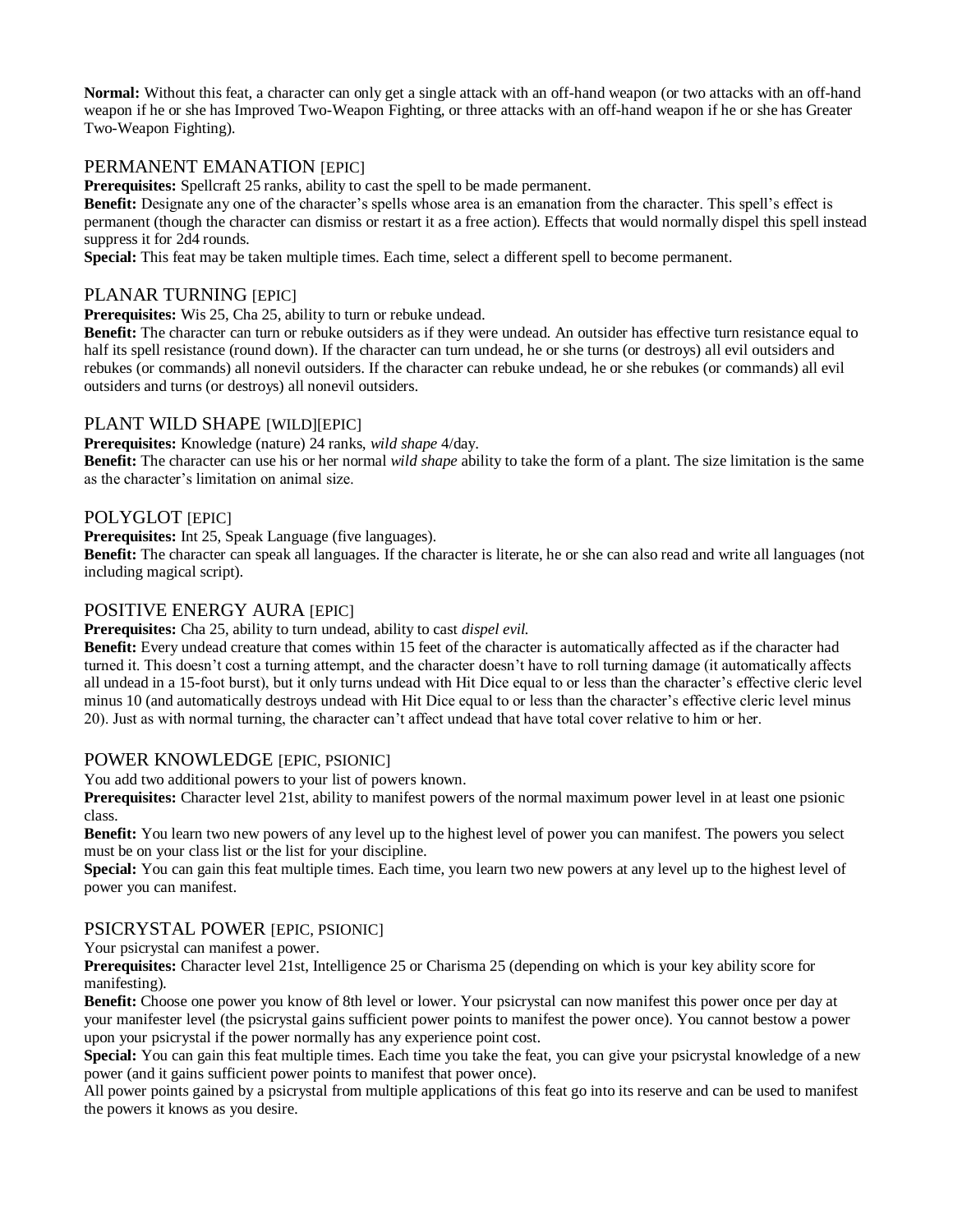**Normal:** Without this feat, a character can only get a single attack with an off-hand weapon (or two attacks with an off-hand weapon if he or she has Improved Two-Weapon Fighting, or three attacks with an off-hand weapon if he or she has Greater Two-Weapon Fighting).

## PERMANENT EMANATION [EPIC]

**Prerequisites:** Spellcraft 25 ranks, ability to cast the spell to be made permanent.
**Benefit:** Designate any one of the character's spells whose area is an emanation from the character. This spell's effect is permanent (though the character can dismiss or restart it as a free action). Effects that would normally dispel this spell instead suppress it for 2d4 rounds.
**Special:** This feat may be taken multiple times. Each time, select a different spell to become permanent.

## PLANAR TURNING [EPIC]

**Prerequisites:** Wis 25, Cha 25, ability to turn or rebuke undead.
**Benefit:** The character can turn or rebuke outsiders as if they were undead. An outsider has effective turn resistance equal to half its spell resistance (round down). If the character can turn undead, he or she turns (or destroys) all evil outsiders and rebukes (or commands) all nonevil outsiders. If the character can rebuke undead, he or she rebukes (or commands) all evil outsiders and turns (or destroys) all nonevil outsiders.

## PLANT WILD SHAPE [WILD][EPIC]

**Prerequisites:** Knowledge (nature) 24 ranks, *wild shape* 4/day.
**Benefit:** The character can use his or her normal *wild shape* ability to take the form of a plant. The size limitation is the same as the character's limitation on animal size.

## POLYGLOT [EPIC]

**Prerequisites:** Int 25, Speak Language (five languages).
**Benefit:** The character can speak all languages. If the character is literate, he or she can also read and write all languages (not including magical script).

## POSITIVE ENERGY AURA [EPIC]

**Prerequisites:** Cha 25, ability to turn undead, ability to cast *dispel evil.*
**Benefit:** Every undead creature that comes within 15 feet of the character is automatically affected as if the character had turned it. This doesn't cost a turning attempt, and the character doesn't have to roll turning damage (it automatically affects all undead in a 15-foot burst), but it only turns undead with Hit Dice equal to or less than the character's effective cleric level minus 10 (and automatically destroys undead with Hit Dice equal to or less than the character's effective cleric level minus 20). Just as with normal turning, the character can't affect undead that have total cover relative to him or her.

## POWER KNOWLEDGE [EPIC, PSIONIC]

You add two additional powers to your list of powers known.
**Prerequisites:** Character level 21st, ability to manifest powers of the normal maximum power level in at least one psionic class.
**Benefit:** You learn two new powers of any level up to the highest level of power you can manifest. The powers you select must be on your class list or the list for your discipline.
**Special:** You can gain this feat multiple times. Each time, you learn two new powers at any level up to the highest level of power you can manifest.

## PSICRYSTAL POWER [EPIC, PSIONIC]

Your psicrystal can manifest a power.
**Prerequisites:** Character level 21st, Intelligence 25 or Charisma 25 (depending on which is your key ability score for manifesting).
**Benefit:** Choose one power you know of 8th level or lower. Your psicrystal can now manifest this power once per day at your manifester level (the psicrystal gains sufficient power points to manifest the power once). You cannot bestow a power upon your psicrystal if the power normally has any experience point cost.
**Special:** You can gain this feat multiple times. Each time you take the feat, you can give your psicrystal knowledge of a new power (and it gains sufficient power points to manifest that power once).
All power points gained by a psicrystal from multiple applications of this feat go into its reserve and can be used to manifest the powers it knows as you desire.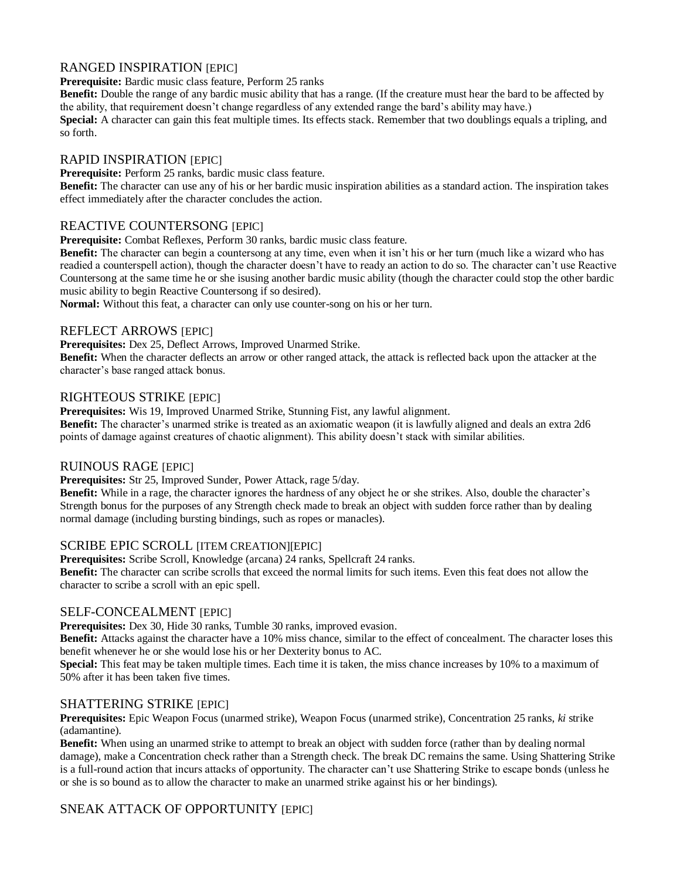## RANGED INSPIRATION [EPIC]

**Prerequisite:** Bardic music class feature, Perform 25 ranks
**Benefit:** Double the range of any bardic music ability that has a range. (If the creature must hear the bard to be affected by the ability, that requirement doesn't change regardless of any extended range the bard's ability may have.)
**Special:** A character can gain this feat multiple times. Its effects stack. Remember that two doublings equals a tripling, and so forth.

## RAPID INSPIRATION [EPIC]

**Prerequisite:** Perform 25 ranks, bardic music class feature.
**Benefit:** The character can use any of his or her bardic music inspiration abilities as a standard action. The inspiration takes effect immediately after the character concludes the action.

## REACTIVE COUNTERSONG [EPIC]

**Prerequisite:** Combat Reflexes, Perform 30 ranks, bardic music class feature.
**Benefit:** The character can begin a countersong at any time, even when it isn't his or her turn (much like a wizard who has readied a counterspell action), though the character doesn't have to ready an action to do so. The character can't use Reactive Countersong at the same time he or she isusing another bardic music ability (though the character could stop the other bardic music ability to begin Reactive Countersong if so desired).
**Normal:** Without this feat, a character can only use counter-song on his or her turn.

## REFLECT ARROWS [EPIC]

**Prerequisites:** Dex 25, Deflect Arrows, Improved Unarmed Strike.
**Benefit:** When the character deflects an arrow or other ranged attack, the attack is reflected back upon the attacker at the character's base ranged attack bonus.

## RIGHTEOUS STRIKE [EPIC]

**Prerequisites:** Wis 19, Improved Unarmed Strike, Stunning Fist, any lawful alignment.
**Benefit:** The character's unarmed strike is treated as an axiomatic weapon (it is lawfully aligned and deals an extra 2d6 points of damage against creatures of chaotic alignment). This ability doesn't stack with similar abilities.

## RUINOUS RAGE [EPIC]

**Prerequisites:** Str 25, Improved Sunder, Power Attack, rage 5/day.
**Benefit:** While in a rage, the character ignores the hardness of any object he or she strikes. Also, double the character's Strength bonus for the purposes of any Strength check made to break an object with sudden force rather than by dealing normal damage (including bursting bindings, such as ropes or manacles).

## SCRIBE EPIC SCROLL [ITEM CREATION][EPIC]

**Prerequisites:** Scribe Scroll, Knowledge (arcana) 24 ranks, Spellcraft 24 ranks.
**Benefit:** The character can scribe scrolls that exceed the normal limits for such items. Even this feat does not allow the character to scribe a scroll with an epic spell.

## SELF-CONCEALMENT [EPIC]

**Prerequisites:** Dex 30, Hide 30 ranks, Tumble 30 ranks, improved evasion.
**Benefit:** Attacks against the character have a 10% miss chance, similar to the effect of concealment. The character loses this benefit whenever he or she would lose his or her Dexterity bonus to AC.
**Special:** This feat may be taken multiple times. Each time it is taken, the miss chance increases by 10% to a maximum of 50% after it has been taken five times.

## SHATTERING STRIKE [EPIC]

**Prerequisites:** Epic Weapon Focus (unarmed strike), Weapon Focus (unarmed strike), Concentration 25 ranks, *ki* strike (adamantine).
**Benefit:** When using an unarmed strike to attempt to break an object with sudden force (rather than by dealing normal damage), make a Concentration check rather than a Strength check. The break DC remains the same. Using Shattering Strike is a full-round action that incurs attacks of opportunity. The character can't use Shattering Strike to escape bonds (unless he or she is so bound as to allow the character to make an unarmed strike against his or her bindings).

## SNEAK ATTACK OF OPPORTUNITY [EPIC]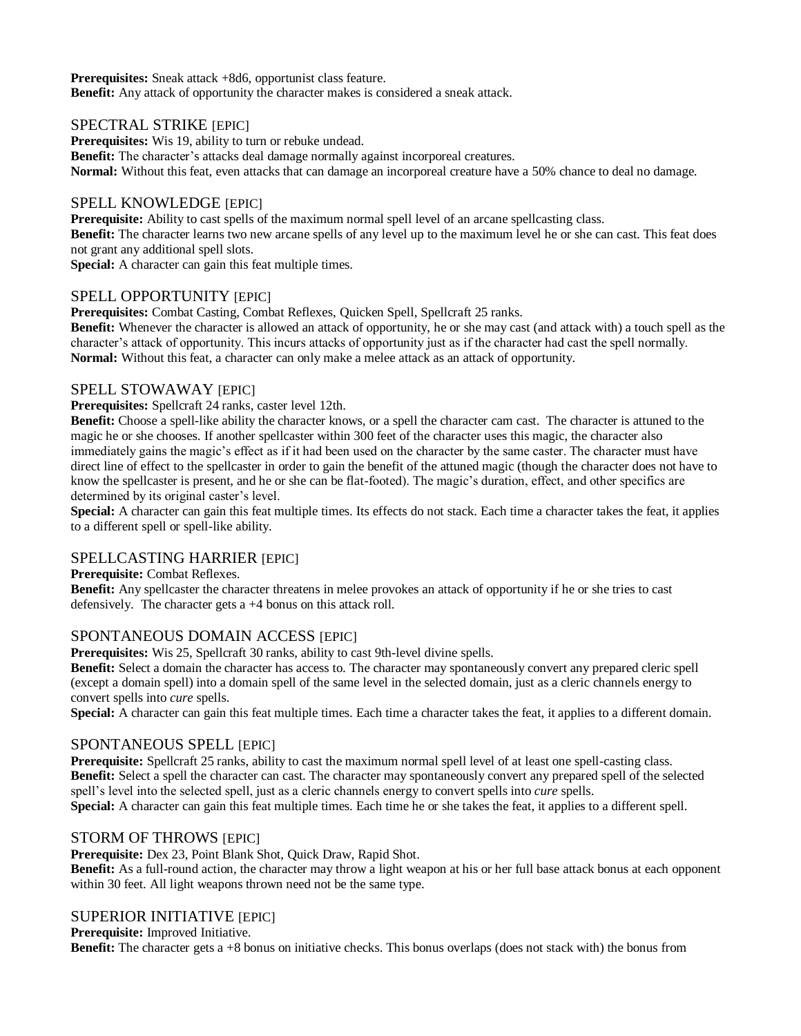**Prerequisites:** Sneak attack +8d6, opportunist class feature.
**Benefit:** Any attack of opportunity the character makes is considered a sneak attack.

### SPECTRAL STRIKE [EPIC]

**Prerequisites:** Wis 19, ability to turn or rebuke undead.
**Benefit:** The character's attacks deal damage normally against incorporeal creatures.
**Normal:** Without this feat, even attacks that can damage an incorporeal creature have a 50% chance to deal no damage.

### SPELL KNOWLEDGE [EPIC]

**Prerequisite:** Ability to cast spells of the maximum normal spell level of an arcane spellcasting class.
**Benefit:** The character learns two new arcane spells of any level up to the maximum level he or she can cast. This feat does not grant any additional spell slots.
**Special:** A character can gain this feat multiple times.

### SPELL OPPORTUNITY [EPIC]

**Prerequisites:** Combat Casting, Combat Reflexes, Quicken Spell, Spellcraft 25 ranks.
**Benefit:** Whenever the character is allowed an attack of opportunity, he or she may cast (and attack with) a touch spell as the character's attack of opportunity. This incurs attacks of opportunity just as if the character had cast the spell normally.
**Normal:** Without this feat, a character can only make a melee attack as an attack of opportunity.

### SPELL STOWAWAY [EPIC]

**Prerequisites:** Spellcraft 24 ranks, caster level 12th.
**Benefit:** Choose a spell-like ability the character knows, or a spell the character cam cast. The character is attuned to the magic he or she chooses. If another spellcaster within 300 feet of the character uses this magic, the character also immediately gains the magic's effect as if it had been used on the character by the same caster. The character must have direct line of effect to the spellcaster in order to gain the benefit of the attuned magic (though the character does not have to know the spellcaster is present, and he or she can be flat-footed). The magic's duration, effect, and other specifics are determined by its original caster's level.
**Special:** A character can gain this feat multiple times. Its effects do not stack. Each time a character takes the feat, it applies to a different spell or spell-like ability.

### SPELLCASTING HARRIER [EPIC]

**Prerequisite:** Combat Reflexes.
**Benefit:** Any spellcaster the character threatens in melee provokes an attack of opportunity if he or she tries to cast defensively. The character gets a +4 bonus on this attack roll.

### SPONTANEOUS DOMAIN ACCESS [EPIC]

**Prerequisites:** Wis 25, Spellcraft 30 ranks, ability to cast 9th-level divine spells.
**Benefit:** Select a domain the character has access to. The character may spontaneously convert any prepared cleric spell (except a domain spell) into a domain spell of the same level in the selected domain, just as a cleric channels energy to convert spells into *cure* spells.
**Special:** A character can gain this feat multiple times. Each time a character takes the feat, it applies to a different domain.

### SPONTANEOUS SPELL [EPIC]

**Prerequisite:** Spellcraft 25 ranks, ability to cast the maximum normal spell level of at least one spell-casting class.
**Benefit:** Select a spell the character can cast. The character may spontaneously convert any prepared spell of the selected spell's level into the selected spell, just as a cleric channels energy to convert spells into *cure* spells.
**Special:** A character can gain this feat multiple times. Each time he or she takes the feat, it applies to a different spell.

### STORM OF THROWS [EPIC]

**Prerequisite:** Dex 23, Point Blank Shot, Quick Draw, Rapid Shot.
**Benefit:** As a full-round action, the character may throw a light weapon at his or her full base attack bonus at each opponent within 30 feet. All light weapons thrown need not be the same type.

### SUPERIOR INITIATIVE [EPIC]

**Prerequisite:** Improved Initiative.
**Benefit:** The character gets a +8 bonus on initiative checks. This bonus overlaps (does not stack with) the bonus from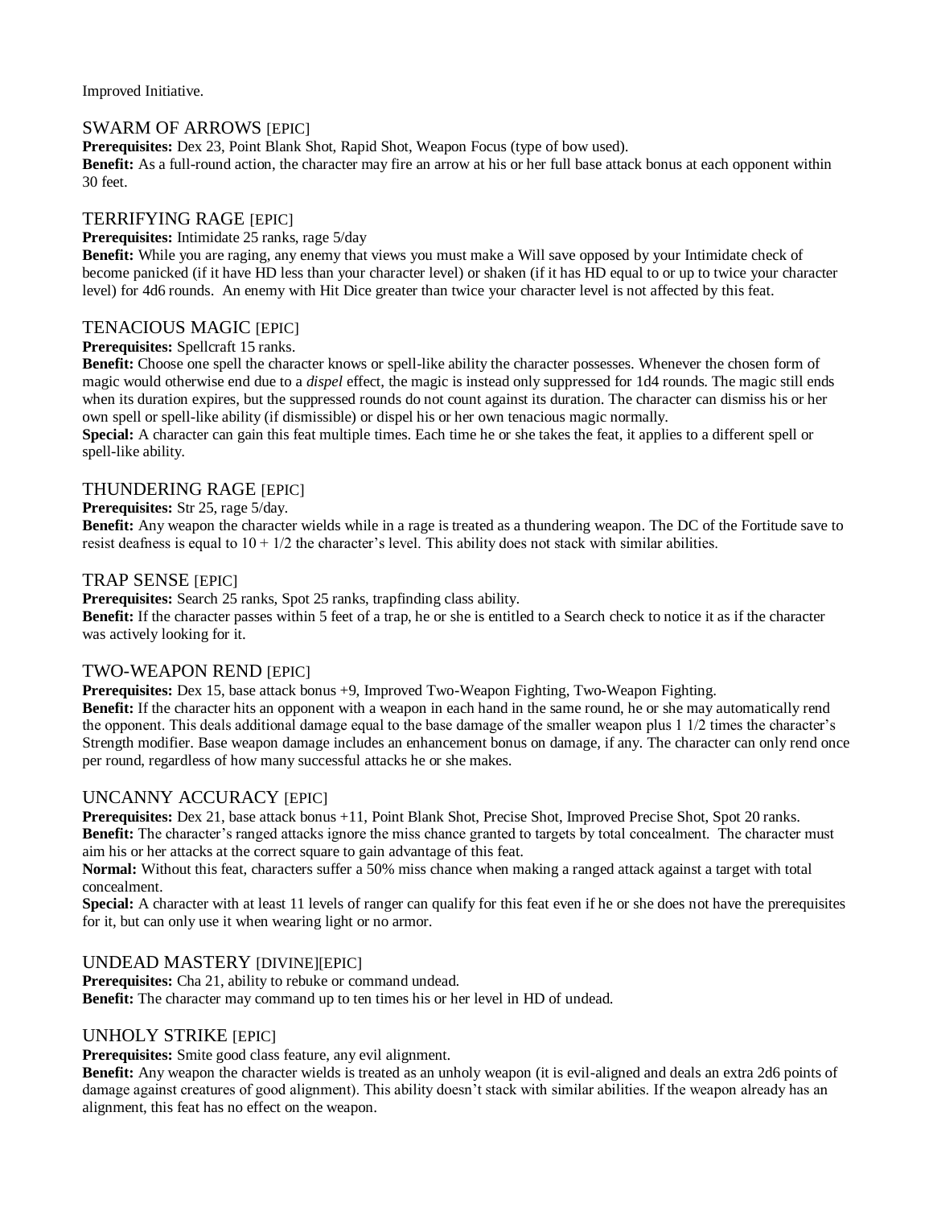Improved Initiative.

### SWARM OF ARROWS [EPIC]

**Prerequisites:** Dex 23, Point Blank Shot, Rapid Shot, Weapon Focus (type of bow used).
**Benefit:** As a full-round action, the character may fire an arrow at his or her full base attack bonus at each opponent within 30 feet.

### TERRIFYING RAGE [EPIC]

**Prerequisites:** Intimidate 25 ranks, rage 5/day
**Benefit:** While you are raging, any enemy that views you must make a Will save opposed by your Intimidate check of become panicked (if it have HD less than your character level) or shaken (if it has HD equal to or up to twice your character level) for 4d6 rounds. An enemy with Hit Dice greater than twice your character level is not affected by this feat.

### TENACIOUS MAGIC [EPIC]

**Prerequisites:** Spellcraft 15 ranks.
**Benefit:** Choose one spell the character knows or spell-like ability the character possesses. Whenever the chosen form of magic would otherwise end due to a *dispel* effect, the magic is instead only suppressed for 1d4 rounds. The magic still ends when its duration expires, but the suppressed rounds do not count against its duration. The character can dismiss his or her own spell or spell-like ability (if dismissible) or dispel his or her own tenacious magic normally.
**Special:** A character can gain this feat multiple times. Each time he or she takes the feat, it applies to a different spell or spell-like ability.

### THUNDERING RAGE [EPIC]

**Prerequisites:** Str 25, rage 5/day.
**Benefit:** Any weapon the character wields while in a rage is treated as a thundering weapon. The DC of the Fortitude save to resist deafness is equal to 10 + 1/2 the character's level. This ability does not stack with similar abilities.

### TRAP SENSE [EPIC]

**Prerequisites:** Search 25 ranks, Spot 25 ranks, trapfinding class ability.
**Benefit:** If the character passes within 5 feet of a trap, he or she is entitled to a Search check to notice it as if the character was actively looking for it.

### TWO-WEAPON REND [EPIC]

**Prerequisites:** Dex 15, base attack bonus +9, Improved Two-Weapon Fighting, Two-Weapon Fighting.
**Benefit:** If the character hits an opponent with a weapon in each hand in the same round, he or she may automatically rend the opponent. This deals additional damage equal to the base damage of the smaller weapon plus 1 1/2 times the character's Strength modifier. Base weapon damage includes an enhancement bonus on damage, if any. The character can only rend once per round, regardless of how many successful attacks he or she makes.

### UNCANNY ACCURACY [EPIC]

**Prerequisites:** Dex 21, base attack bonus +11, Point Blank Shot, Precise Shot, Improved Precise Shot, Spot 20 ranks.
**Benefit:** The character's ranged attacks ignore the miss chance granted to targets by total concealment. The character must aim his or her attacks at the correct square to gain advantage of this feat.
**Normal:** Without this feat, characters suffer a 50% miss chance when making a ranged attack against a target with total concealment.
**Special:** A character with at least 11 levels of ranger can qualify for this feat even if he or she does not have the prerequisites for it, but can only use it when wearing light or no armor.

### UNDEAD MASTERY [DIVINE][EPIC]

**Prerequisites:** Cha 21, ability to rebuke or command undead.
**Benefit:** The character may command up to ten times his or her level in HD of undead.

### UNHOLY STRIKE [EPIC]

**Prerequisites:** Smite good class feature, any evil alignment.
**Benefit:** Any weapon the character wields is treated as an unholy weapon (it is evil-aligned and deals an extra 2d6 points of damage against creatures of good alignment). This ability doesn't stack with similar abilities. If the weapon already has an alignment, this feat has no effect on the weapon.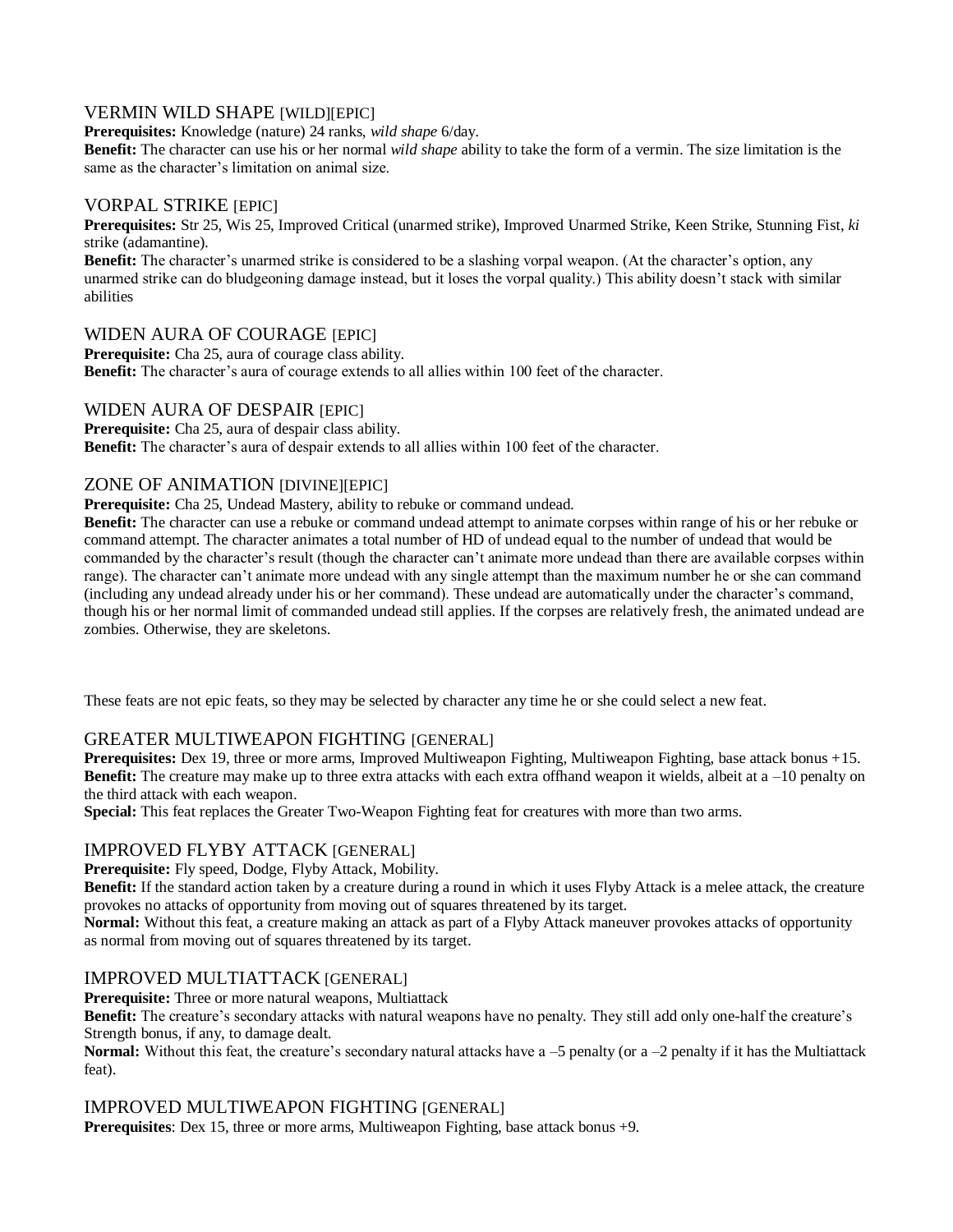## VERMIN WILD SHAPE [WILD][EPIC]

**Prerequisites:** Knowledge (nature) 24 ranks, *wild shape* 6/day.
**Benefit:** The character can use his or her normal *wild shape* ability to take the form of a vermin. The size limitation is the same as the character's limitation on animal size.

## VORPAL STRIKE [EPIC]

**Prerequisites:** Str 25, Wis 25, Improved Critical (unarmed strike), Improved Unarmed Strike, Keen Strike, Stunning Fist, *ki* strike (adamantine).
**Benefit:** The character's unarmed strike is considered to be a slashing vorpal weapon. (At the character's option, any unarmed strike can do bludgeoning damage instead, but it loses the vorpal quality.) This ability doesn't stack with similar abilities

## WIDEN AURA OF COURAGE [EPIC]

**Prerequisite:** Cha 25, aura of courage class ability.
**Benefit:** The character's aura of courage extends to all allies within 100 feet of the character.

## WIDEN AURA OF DESPAIR [EPIC]

**Prerequisite:** Cha 25, aura of despair class ability.
**Benefit:** The character's aura of despair extends to all allies within 100 feet of the character.

## ZONE OF ANIMATION [DIVINE][EPIC]

**Prerequisite:** Cha 25, Undead Mastery, ability to rebuke or command undead.
**Benefit:** The character can use a rebuke or command undead attempt to animate corpses within range of his or her rebuke or command attempt. The character animates a total number of HD of undead equal to the number of undead that would be commanded by the character's result (though the character can't animate more undead than there are available corpses within range). The character can't animate more undead with any single attempt than the maximum number he or she can command (including any undead already under his or her command). These undead are automatically under the character's command, though his or her normal limit of commanded undead still applies. If the corpses are relatively fresh, the animated undead are zombies. Otherwise, they are skeletons.

These feats are not epic feats, so they may be selected by character any time he or she could select a new feat.

## GREATER MULTIWEAPON FIGHTING [GENERAL]

**Prerequisites:** Dex 19, three or more arms, Improved Multiweapon Fighting, Multiweapon Fighting, base attack bonus +15.
**Benefit:** The creature may make up to three extra attacks with each extra offhand weapon it wields, albeit at a –10 penalty on the third attack with each weapon.
**Special:** This feat replaces the Greater Two-Weapon Fighting feat for creatures with more than two arms.

## IMPROVED FLYBY ATTACK [GENERAL]

**Prerequisite:** Fly speed, Dodge, Flyby Attack, Mobility.
**Benefit:** If the standard action taken by a creature during a round in which it uses Flyby Attack is a melee attack, the creature provokes no attacks of opportunity from moving out of squares threatened by its target.
**Normal:** Without this feat, a creature making an attack as part of a Flyby Attack maneuver provokes attacks of opportunity as normal from moving out of squares threatened by its target.

## IMPROVED MULTIATTACK [GENERAL]

**Prerequisite:** Three or more natural weapons, Multiattack
**Benefit:** The creature's secondary attacks with natural weapons have no penalty. They still add only one-half the creature's Strength bonus, if any, to damage dealt.
**Normal:** Without this feat, the creature's secondary natural attacks have a –5 penalty (or a –2 penalty if it has the Multiattack feat).

## IMPROVED MULTIWEAPON FIGHTING [GENERAL]

**Prerequisites**: Dex 15, three or more arms, Multiweapon Fighting, base attack bonus +9.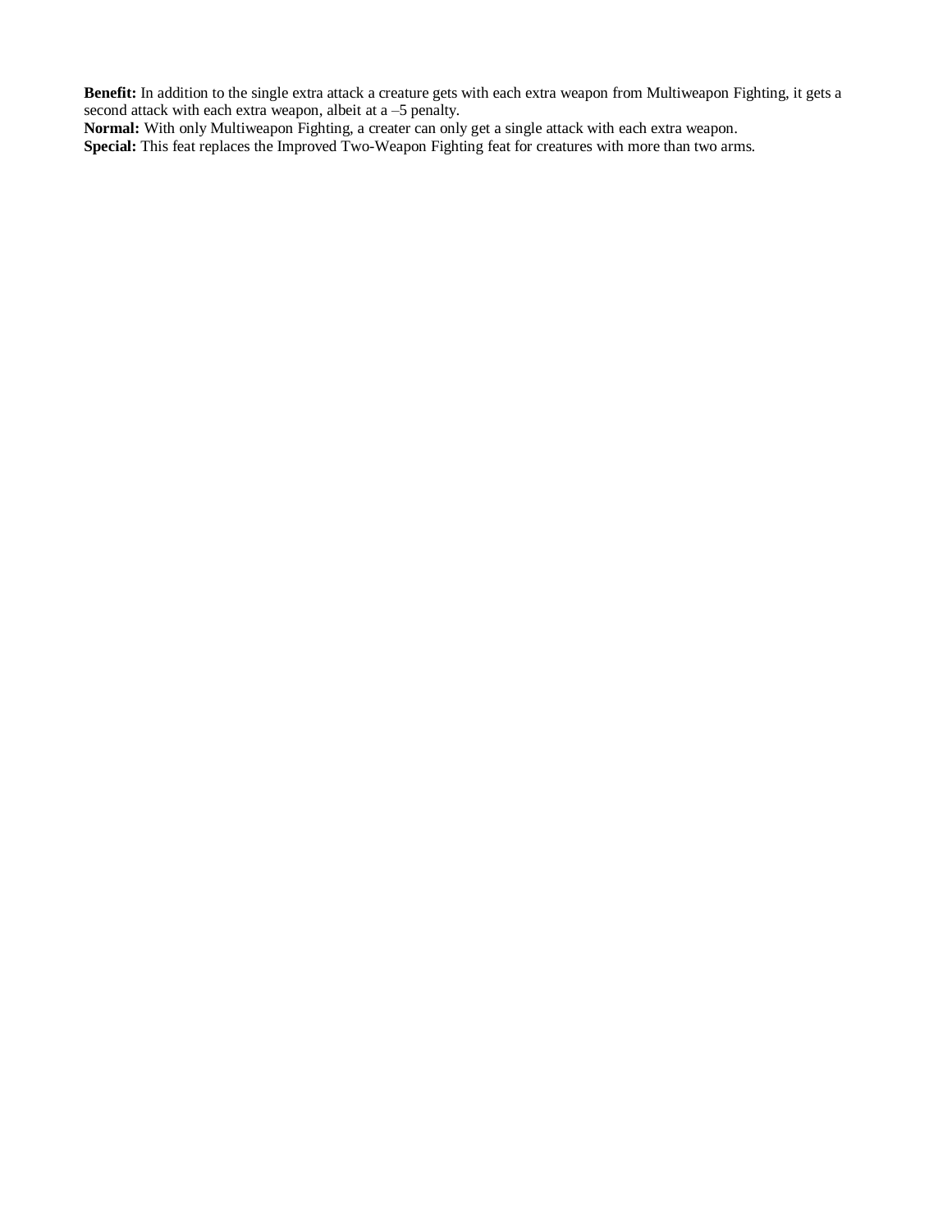**Benefit:** In addition to the single extra attack a creature gets with each extra weapon from Multiweapon Fighting, it gets a second attack with each extra weapon, albeit at a –5 penalty.
**Normal:** With only Multiweapon Fighting, a creater can only get a single attack with each extra weapon.
**Special:** This feat replaces the Improved Two-Weapon Fighting feat for creatures with more than two arms.